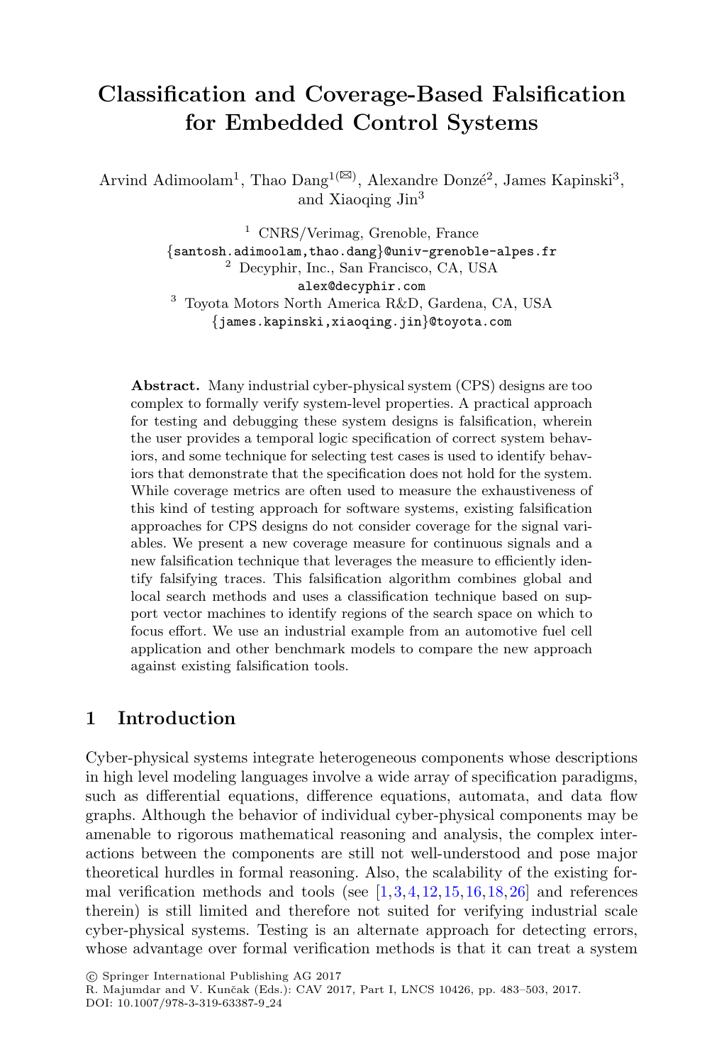# Classification and Coverage-Based Falsification for Embedded Control Systems

Arvind Adimoolam[1], Thao Dang[1(✉)], Alexandre Donzé[2], James Kapinski[3], and Xiaoqing Jin[3]

[1] CNRS/Verimag, Grenoble, France
{santosh.adimoolam,thao.dang}@univ-grenoble-alpes.fr

[2] Decyphir, Inc., San Francisco, CA, USA
alex@decyphir.com

[3] Toyota Motors North America R&D, Gardena, CA, USA
{james.kapinski,xiaoqing.jin}@toyota.com

**Abstract.** Many industrial cyber-physical system (CPS) designs are too complex to formally verify system-level properties. A practical approach for testing and debugging these system designs is falsification, wherein the user provides a temporal logic specification of correct system behaviors, and some technique for selecting test cases is used to identify behaviors that demonstrate that the specification does not hold for the system. While coverage metrics are often used to measure the exhaustiveness of this kind of testing approach for software systems, existing falsification approaches for CPS designs do not consider coverage for the signal variables. We present a new coverage measure for continuous signals and a new falsification technique that leverages the measure to efficiently identify falsifying traces. This falsification algorithm combines global and local search methods and uses a classification technique based on support vector machines to identify regions of the search space on which to focus effort. We use an industrial example from an automotive fuel cell application and other benchmark models to compare the new approach against existing falsification tools.

## 1 Introduction

Cyber-physical systems integrate heterogeneous components whose descriptions in high level modeling languages involve a wide array of specification paradigms, such as differential equations, difference equations, automata, and data flow graphs. Although the behavior of individual cyber-physical components may be amenable to rigorous mathematical reasoning and analysis, the complex interactions between the components are still not well-understood and pose major theoretical hurdles in formal reasoning. Also, the scalability of the existing formal verification methods and tools (see [1,3,4,12,15,16,18,26] and references therein) is still limited and therefore not suited for verifying industrial scale cyber-physical systems. Testing is an alternate approach for detecting errors, whose advantage over formal verification methods is that it can treat a system

© Springer International Publishing AG 2017
R. Majumdar and V. Kunčak (Eds.): CAV 2017, Part I, LNCS 10426, pp. 483–503, 2017.
DOI: 10.1007/978-3-319-63387-9_24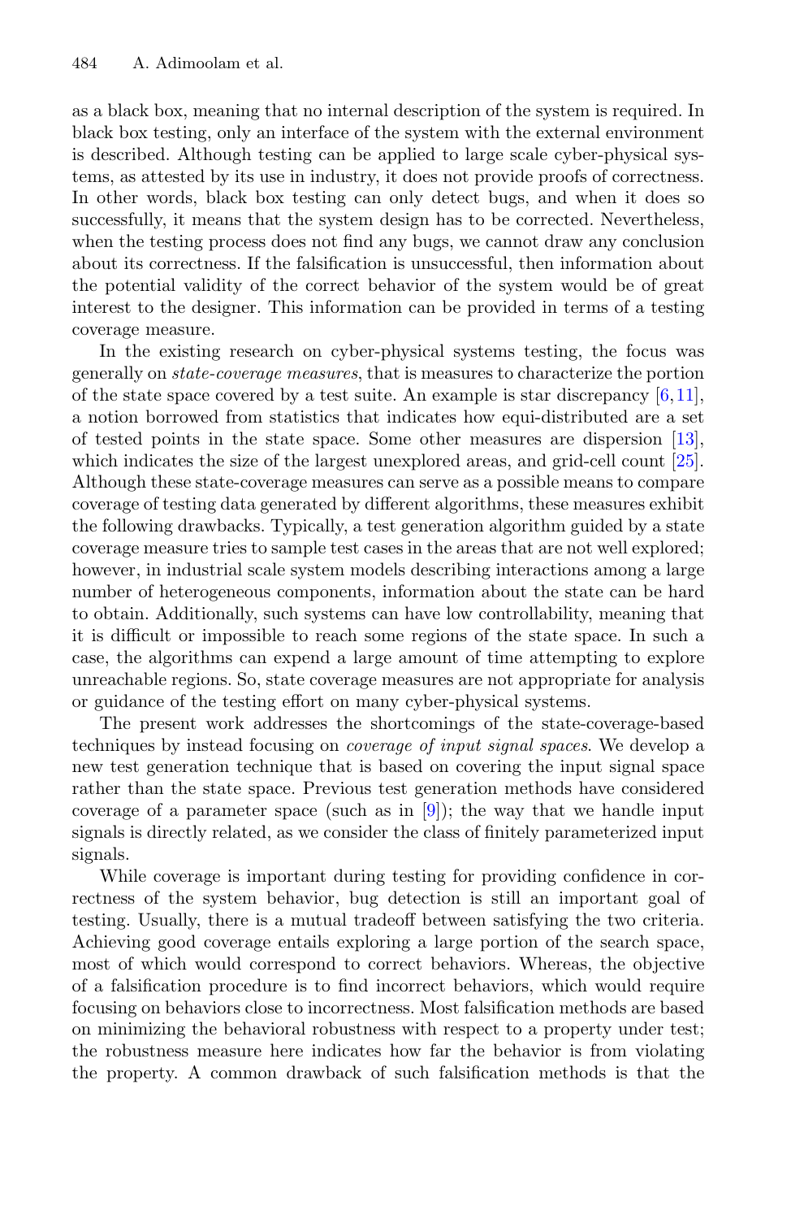as a black box, meaning that no internal description of the system is required. In black box testing, only an interface of the system with the external environment is described. Although testing can be applied to large scale cyber-physical systems, as attested by its use in industry, it does not provide proofs of correctness. In other words, black box testing can only detect bugs, and when it does so successfully, it means that the system design has to be corrected. Nevertheless, when the testing process does not find any bugs, we cannot draw any conclusion about its correctness. If the falsification is unsuccessful, then information about the potential validity of the correct behavior of the system would be of great interest to the designer. This information can be provided in terms of a testing coverage measure.

In the existing research on cyber-physical systems testing, the focus was generally on *state-coverage measures*, that is measures to characterize the portion of the state space covered by a test suite. An example is star discrepancy [6,11], a notion borrowed from statistics that indicates how equi-distributed are a set of tested points in the state space. Some other measures are dispersion [13], which indicates the size of the largest unexplored areas, and grid-cell count [25]. Although these state-coverage measures can serve as a possible means to compare coverage of testing data generated by different algorithms, these measures exhibit the following drawbacks. Typically, a test generation algorithm guided by a state coverage measure tries to sample test cases in the areas that are not well explored; however, in industrial scale system models describing interactions among a large number of heterogeneous components, information about the state can be hard to obtain. Additionally, such systems can have low controllability, meaning that it is difficult or impossible to reach some regions of the state space. In such a case, the algorithms can expend a large amount of time attempting to explore unreachable regions. So, state coverage measures are not appropriate for analysis or guidance of the testing effort on many cyber-physical systems.

The present work addresses the shortcomings of the state-coverage-based techniques by instead focusing on *coverage of input signal spaces*. We develop a new test generation technique that is based on covering the input signal space rather than the state space. Previous test generation methods have considered coverage of a parameter space (such as in [9]); the way that we handle input signals is directly related, as we consider the class of finitely parameterized input signals.

While coverage is important during testing for providing confidence in correctness of the system behavior, bug detection is still an important goal of testing. Usually, there is a mutual tradeoff between satisfying the two criteria. Achieving good coverage entails exploring a large portion of the search space, most of which would correspond to correct behaviors. Whereas, the objective of a falsification procedure is to find incorrect behaviors, which would require focusing on behaviors close to incorrectness. Most falsification methods are based on minimizing the behavioral robustness with respect to a property under test; the robustness measure here indicates how far the behavior is from violating the property. A common drawback of such falsification methods is that the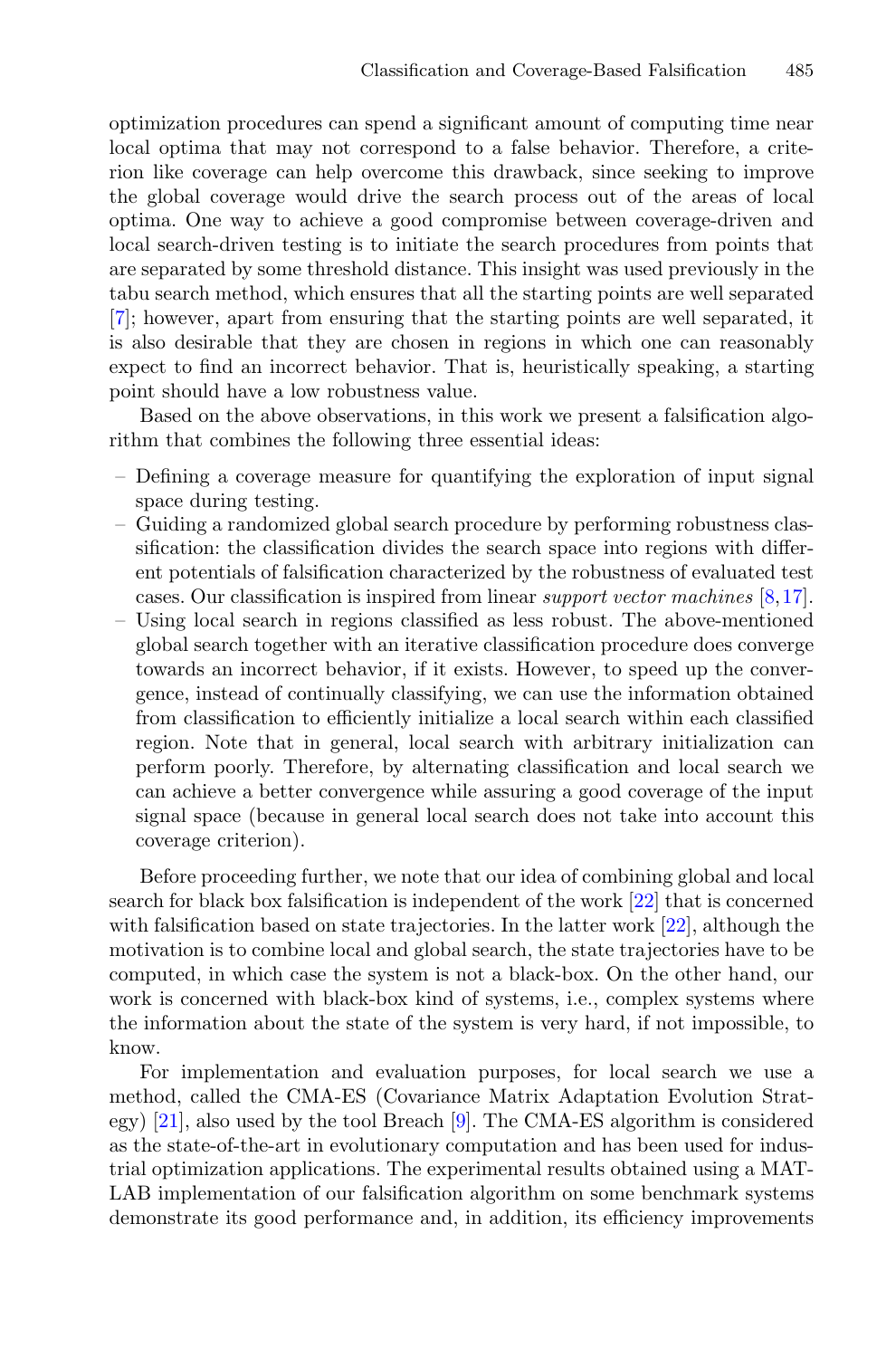optimization procedures can spend a significant amount of computing time near local optima that may not correspond to a false behavior. Therefore, a criterion like coverage can help overcome this drawback, since seeking to improve the global coverage would drive the search process out of the areas of local optima. One way to achieve a good compromise between coverage-driven and local search-driven testing is to initiate the search procedures from points that are separated by some threshold distance. This insight was used previously in the tabu search method, which ensures that all the starting points are well separated [7]; however, apart from ensuring that the starting points are well separated, it is also desirable that they are chosen in regions in which one can reasonably expect to find an incorrect behavior. That is, heuristically speaking, a starting point should have a low robustness value.

Based on the above observations, in this work we present a falsification algorithm that combines the following three essential ideas:

- Defining a coverage measure for quantifying the exploration of input signal space during testing.
- Guiding a randomized global search procedure by performing robustness classification: the classification divides the search space into regions with different potentials of falsification characterized by the robustness of evaluated test cases. Our classification is inspired from linear *support vector machines* [8,17].
- Using local search in regions classified as less robust. The above-mentioned global search together with an iterative classification procedure does converge towards an incorrect behavior, if it exists. However, to speed up the convergence, instead of continually classifying, we can use the information obtained from classification to efficiently initialize a local search within each classified region. Note that in general, local search with arbitrary initialization can perform poorly. Therefore, by alternating classification and local search we can achieve a better convergence while assuring a good coverage of the input signal space (because in general local search does not take into account this coverage criterion).

Before proceeding further, we note that our idea of combining global and local search for black box falsification is independent of the work [22] that is concerned with falsification based on state trajectories. In the latter work [22], although the motivation is to combine local and global search, the state trajectories have to be computed, in which case the system is not a black-box. On the other hand, our work is concerned with black-box kind of systems, i.e., complex systems where the information about the state of the system is very hard, if not impossible, to know.

For implementation and evaluation purposes, for local search we use a method, called the CMA-ES (Covariance Matrix Adaptation Evolution Strategy) [21], also used by the tool Breach [9]. The CMA-ES algorithm is considered as the state-of-the-art in evolutionary computation and has been used for industrial optimization applications. The experimental results obtained using a MATLAB implementation of our falsification algorithm on some benchmark systems demonstrate its good performance and, in addition, its efficiency improvements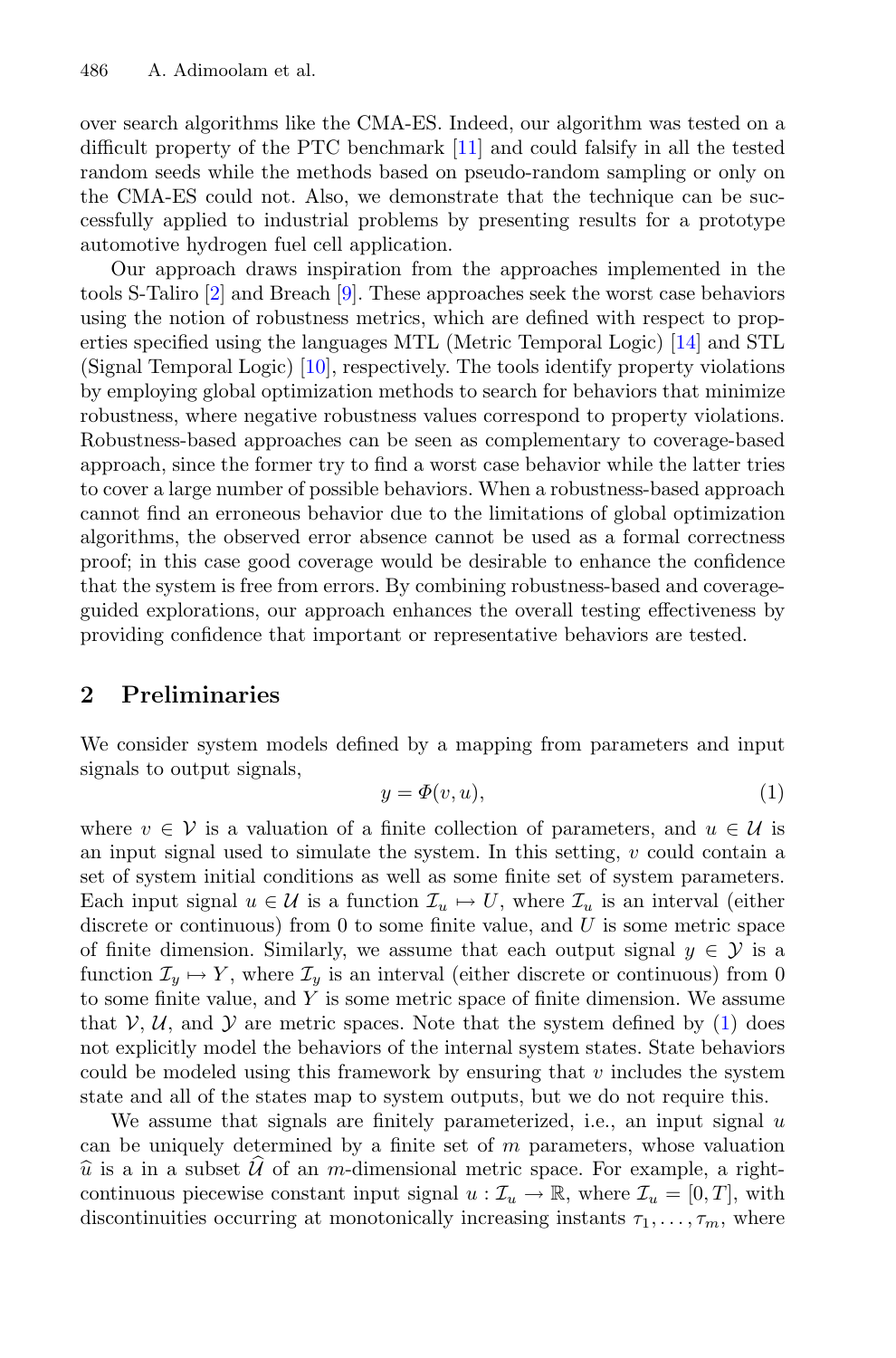over search algorithms like the CMA-ES. Indeed, our algorithm was tested on a difficult property of the PTC benchmark [11] and could falsify in all the tested random seeds while the methods based on pseudo-random sampling or only on the CMA-ES could not. Also, we demonstrate that the technique can be successfully applied to industrial problems by presenting results for a prototype automotive hydrogen fuel cell application.

Our approach draws inspiration from the approaches implemented in the tools S-Taliro [2] and Breach [9]. These approaches seek the worst case behaviors using the notion of robustness metrics, which are defined with respect to properties specified using the languages MTL (Metric Temporal Logic) [14] and STL (Signal Temporal Logic) [10], respectively. The tools identify property violations by employing global optimization methods to search for behaviors that minimize robustness, where negative robustness values correspond to property violations. Robustness-based approaches can be seen as complementary to coverage-based approach, since the former try to find a worst case behavior while the latter tries to cover a large number of possible behaviors. When a robustness-based approach cannot find an erroneous behavior due to the limitations of global optimization algorithms, the observed error absence cannot be used as a formal correctness proof; in this case good coverage would be desirable to enhance the confidence that the system is free from errors. By combining robustness-based and coverage-guided explorations, our approach enhances the overall testing effectiveness by providing confidence that important or representative behaviors are tested.

## 2 Preliminaries

We consider system models defined by a mapping from parameters and input signals to output signals,

$$y = \Phi(v, u), \tag{1}$$

where $v \in \mathcal{V}$ is a valuation of a finite collection of parameters, and $u \in \mathcal{U}$ is an input signal used to simulate the system. In this setting, $v$ could contain a set of system initial conditions as well as some finite set of system parameters. Each input signal $u \in \mathcal{U}$ is a function $\mathcal{I}_u \mapsto U$, where $\mathcal{I}_u$ is an interval (either discrete or continuous) from 0 to some finite value, and $U$ is some metric space of finite dimension. Similarly, we assume that each output signal $y \in \mathcal{Y}$ is a function $\mathcal{I}_y \mapsto Y$, where $\mathcal{I}_y$ is an interval (either discrete or continuous) from 0 to some finite value, and $Y$ is some metric space of finite dimension. We assume that $\mathcal{V}$, $\mathcal{U}$, and $\mathcal{Y}$ are metric spaces. Note that the system defined by (1) does not explicitly model the behaviors of the internal system states. State behaviors could be modeled using this framework by ensuring that $v$ includes the system state and all of the states map to system outputs, but we do not require this.

We assume that signals are finitely parameterized, i.e., an input signal $u$ can be uniquely determined by a finite set of $m$ parameters, whose valuation $\widehat{u}$ is a in a subset $\widehat{\mathcal{U}}$ of an $m$-dimensional metric space. For example, a right-continuous piecewise constant input signal $u : \mathcal{I}_u \rightarrow \mathbb{R}$, where $\mathcal{I}_u = [0, T]$, with discontinuities occurring at monotonically increasing instants $\tau_1, \ldots, \tau_m$, where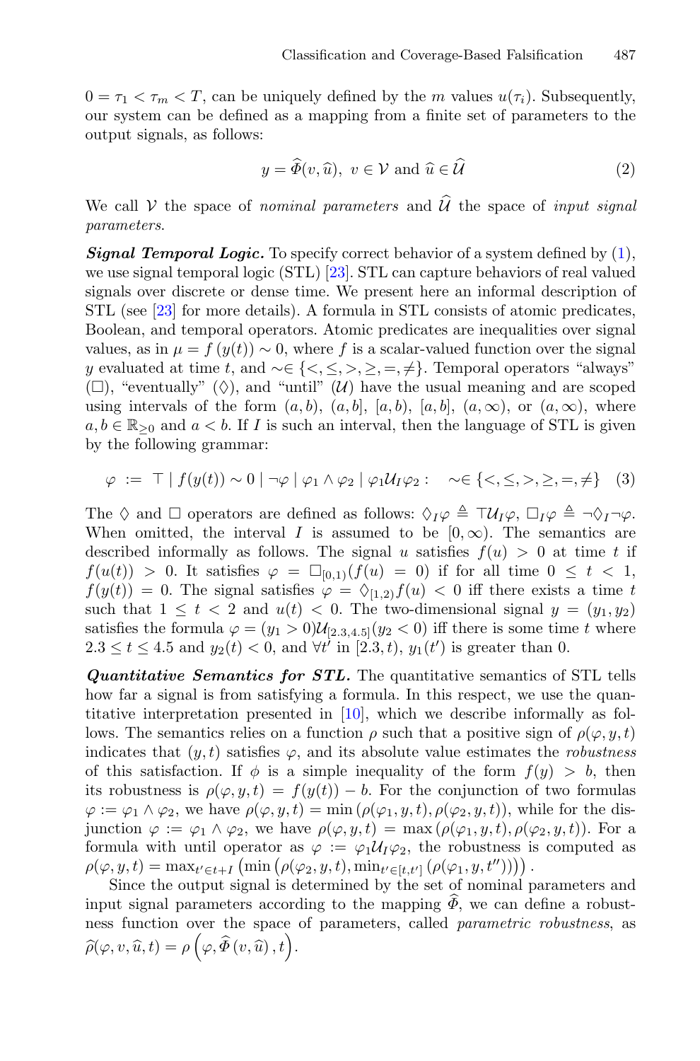$0 = \tau_1 < \tau_m < T$, can be uniquely defined by the $m$ values $u(\tau_i)$. Subsequently, our system can be defined as a mapping from a finite set of parameters to the output signals, as follows:

$$y = \widehat{\Phi}(v, \widehat{u}),\ v \in \mathcal{V} \text{ and } \widehat{u} \in \widehat{\mathcal{U}} \tag{2}$$

We call $\mathcal{V}$ the space of *nominal parameters* and $\widehat{\mathcal{U}}$ the space of *input signal parameters*.

***Signal Temporal Logic.*** To specify correct behavior of a system defined by (1), we use signal temporal logic (STL) [23]. STL can capture behaviors of real valued signals over discrete or dense time. We present here an informal description of STL (see [23] for more details). A formula in STL consists of atomic predicates, Boolean, and temporal operators. Atomic predicates are inequalities over signal values, as in $\mu = f(y(t)) \sim 0$, where $f$ is a scalar-valued function over the signal $y$ evaluated at time $t$, and $\sim \in \{<, \leq, >, \geq, =, \neq\}$. Temporal operators "always" ($\Box$), "eventually" ($\Diamond$), and "until" ($\mathcal{U}$) have the usual meaning and are scoped using intervals of the form $(a, b)$, $(a, b]$, $[a, b)$, $[a, b]$, $(a, \infty)$, or $(a, \infty)$, where $a, b \in \mathbb{R}_{\geq 0}$ and $a < b$. If $I$ is such an interval, then the language of STL is given by the following grammar:

$$\varphi \ := \ \top \mid f(y(t)) \sim 0 \mid \neg\varphi \mid \varphi_1 \wedge \varphi_2 \mid \varphi_1 \mathcal{U}_I \varphi_2 : \quad \sim \in \{<, \leq, >, \geq, =, \neq\} \tag{3}$$

The $\Diamond$ and $\Box$ operators are defined as follows: $\Diamond_I \varphi \triangleq \top \mathcal{U}_I \varphi$, $\Box_I \varphi \triangleq \neg \Diamond_I \neg \varphi$. When omitted, the interval $I$ is assumed to be $[0, \infty)$. The semantics are described informally as follows. The signal $u$ satisfies $f(u) > 0$ at time $t$ if $f(u(t)) > 0$. It satisfies $\varphi = \Box_{[0,1)}(f(u) = 0)$ if for all time $0 \leq t < 1$, $f(y(t)) = 0$. The signal satisfies $\varphi = \Diamond_{[1,2)} f(u) < 0$ iff there exists a time $t$ such that $1 \leq t < 2$ and $u(t) < 0$. The two-dimensional signal $y = (y_1, y_2)$ satisfies the formula $\varphi = (y_1 > 0)\mathcal{U}_{[2.3,4.5]}(y_2 < 0)$ iff there is some time $t$ where $2.3 \leq t \leq 4.5$ and $y_2(t) < 0$, and $\forall t'$ in $[2.3, t)$, $y_1(t')$ is greater than 0.

***Quantitative Semantics for STL.*** The quantitative semantics of STL tells how far a signal is from satisfying a formula. In this respect, we use the quantitative interpretation presented in [10], which we describe informally as follows. The semantics relies on a function $\rho$ such that a positive sign of $\rho(\varphi, y, t)$ indicates that $(y, t)$ satisfies $\varphi$, and its absolute value estimates the *robustness* of this satisfaction. If $\phi$ is a simple inequality of the form $f(y) > b$, then its robustness is $\rho(\varphi, y, t) = f(y(t)) - b$. For the conjunction of two formulas $\varphi := \varphi_1 \wedge \varphi_2$, we have $\rho(\varphi, y, t) = \min(\rho(\varphi_1, y, t), \rho(\varphi_2, y, t))$, while for the disjunction $\varphi := \varphi_1 \wedge \varphi_2$, we have $\rho(\varphi, y, t) = \max(\rho(\varphi_1, y, t), \rho(\varphi_2, y, t))$. For a formula with until operator as $\varphi := \varphi_1 \mathcal{U}_I \varphi_2$, the robustness is computed as $\rho(\varphi, y, t) = \max_{t' \in t+I}\left(\min\left(\rho(\varphi_2, y, t), \min_{t' \in [t,t']}\left(\rho(\varphi_1, y, t'')\right)\right)\right)$.

Since the output signal is determined by the set of nominal parameters and input signal parameters according to the mapping $\widehat{\Phi}$, we can define a robustness function over the space of parameters, called *parametric robustness*, as $\widehat{\rho}(\varphi, v, \widehat{u}, t) = \rho\left(\varphi, \widehat{\Phi}\left(v, \widehat{u}\right), t\right)$.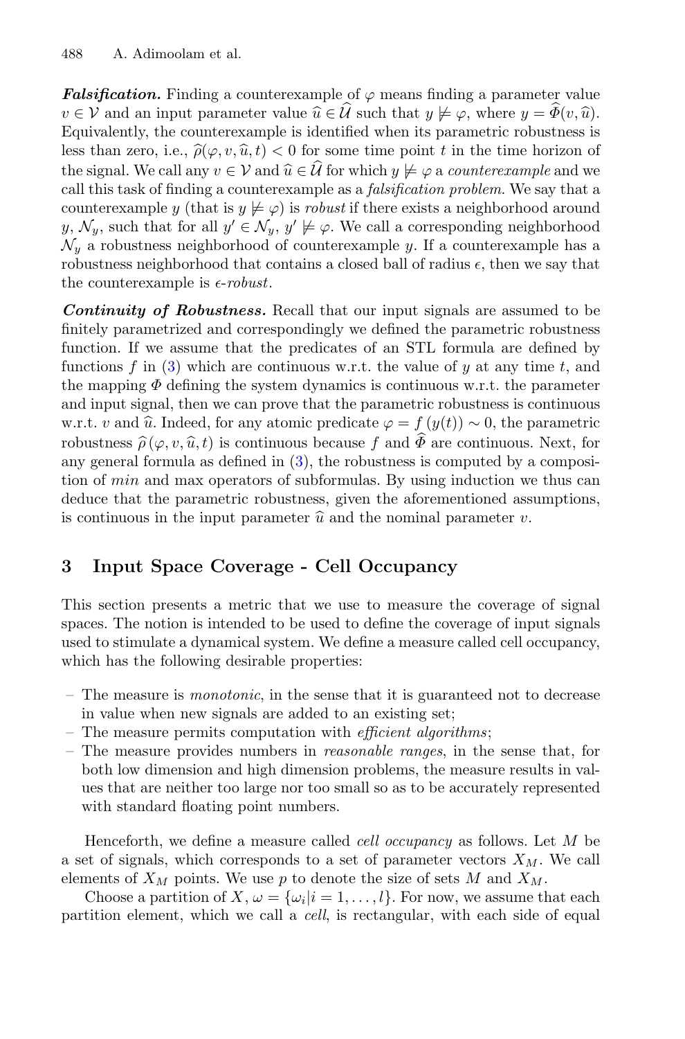***Falsification.*** Finding a counterexample of $\varphi$ means finding a parameter value $v \in \mathcal{V}$ and an input parameter value $\widehat{u} \in \widehat{\mathcal{U}}$ such that $y \not\models \varphi$, where $y = \widehat{\Phi}(v, \widehat{u})$. Equivalently, the counterexample is identified when its parametric robustness is less than zero, i.e., $\widehat{\rho}(\varphi, v, \widehat{u}, t) < 0$ for some time point $t$ in the time horizon of the signal. We call any $v \in \mathcal{V}$ and $\widehat{u} \in \widehat{\mathcal{U}}$ for which $y \not\models \varphi$ a *counterexample* and we call this task of finding a counterexample as a *falsification problem*. We say that a counterexample $y$ (that is $y \not\models \varphi$) is *robust* if there exists a neighborhood around $y$, $\mathcal{N}_y$, such that for all $y' \in \mathcal{N}_y$, $y' \not\models \varphi$. We call a corresponding neighborhood $\mathcal{N}_y$ a robustness neighborhood of counterexample $y$. If a counterexample has a robustness neighborhood that contains a closed ball of radius $\epsilon$, then we say that the counterexample is *$\epsilon$-robust*.

***Continuity of Robustness.*** Recall that our input signals are assumed to be finitely parametrized and correspondingly we defined the parametric robustness function. If we assume that the predicates of an STL formula are defined by functions $f$ in (3) which are continuous w.r.t. the value of $y$ at any time $t$, and the mapping $\Phi$ defining the system dynamics is continuous w.r.t. the parameter and input signal, then we can prove that the parametric robustness is continuous w.r.t. $v$ and $\widehat{u}$. Indeed, for any atomic predicate $\varphi = f(y(t)) \sim 0$, the parametric robustness $\widehat{\rho}(\varphi, v, \widehat{u}, t)$ is continuous because $f$ and $\widehat{\Phi}$ are continuous. Next, for any general formula as defined in (3), the robustness is computed by a composition of *min* and max operators of subformulas. By using induction we thus can deduce that the parametric robustness, given the aforementioned assumptions, is continuous in the input parameter $\widehat{u}$ and the nominal parameter $v$.

## 3 Input Space Coverage - Cell Occupancy

This section presents a metric that we use to measure the coverage of signal spaces. The notion is intended to be used to define the coverage of input signals used to stimulate a dynamical system. We define a measure called cell occupancy, which has the following desirable properties:

- The measure is *monotonic*, in the sense that it is guaranteed not to decrease in value when new signals are added to an existing set;
- The measure permits computation with *efficient algorithms*;
- The measure provides numbers in *reasonable ranges*, in the sense that, for both low dimension and high dimension problems, the measure results in values that are neither too large nor too small so as to be accurately represented with standard floating point numbers.

Henceforth, we define a measure called *cell occupancy* as follows. Let $M$ be a set of signals, which corresponds to a set of parameter vectors $X_M$. We call elements of $X_M$ points. We use $p$ to denote the size of sets $M$ and $X_M$.

Choose a partition of $X$, $\omega = \{\omega_i | i = 1, \ldots, l\}$. For now, we assume that each partition element, which we call a *cell*, is rectangular, with each side of equal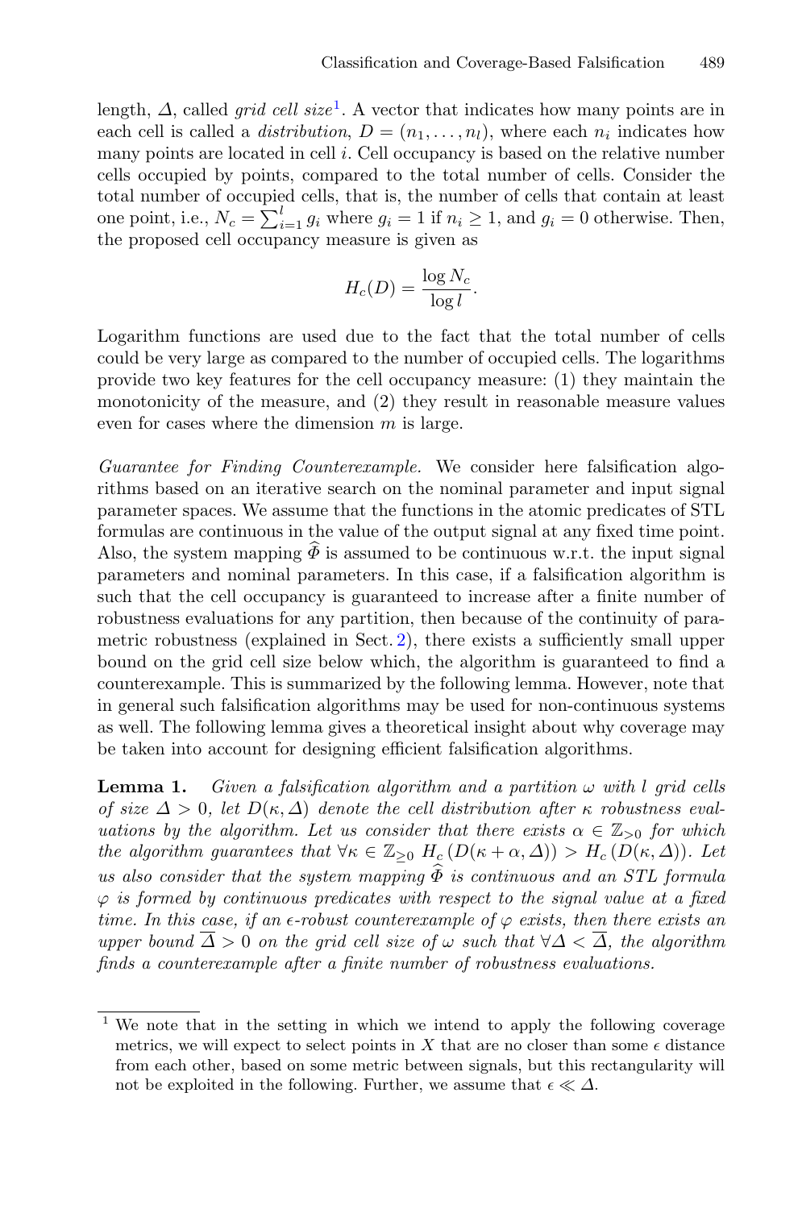length, $\Delta$, called *grid cell size*[1]. A vector that indicates how many points are in each cell is called a *distribution*, $D = (n_1, \ldots, n_l)$, where each $n_i$ indicates how many points are located in cell $i$. Cell occupancy is based on the relative number cells occupied by points, compared to the total number of cells. Consider the total number of occupied cells, that is, the number of cells that contain at least one point, i.e., $N_c = \sum_{i=1}^{l} g_i$ where $g_i = 1$ if $n_i \geq 1$, and $g_i = 0$ otherwise. Then, the proposed cell occupancy measure is given as

$$H_c(D) = \frac{\log N_c}{\log l}.$$

Logarithm functions are used due to the fact that the total number of cells could be very large as compared to the number of occupied cells. The logarithms provide two key features for the cell occupancy measure: (1) they maintain the monotonicity of the measure, and (2) they result in reasonable measure values even for cases where the dimension $m$ is large.

*Guarantee for Finding Counterexample.* We consider here falsification algorithms based on an iterative search on the nominal parameter and input signal parameter spaces. We assume that the functions in the atomic predicates of STL formulas are continuous in the value of the output signal at any fixed time point. Also, the system mapping $\widehat{\Phi}$ is assumed to be continuous w.r.t. the input signal parameters and nominal parameters. In this case, if a falsification algorithm is such that the cell occupancy is guaranteed to increase after a finite number of robustness evaluations for any partition, then because of the continuity of parametric robustness (explained in Sect. 2), there exists a sufficiently small upper bound on the grid cell size below which, the algorithm is guaranteed to find a counterexample. This is summarized by the following lemma. However, note that in general such falsification algorithms may be used for non-continuous systems as well. The following lemma gives a theoretical insight about why coverage may be taken into account for designing efficient falsification algorithms.

**Lemma 1.** *Given a falsification algorithm and a partition $\omega$ with $l$ grid cells of size $\Delta > 0$, let $D(\kappa, \Delta)$ denote the cell distribution after $\kappa$ robustness evaluations by the algorithm. Let us consider that there exists $\alpha \in \mathbb{Z}_{>0}$ for which the algorithm guarantees that $\forall \kappa \in \mathbb{Z}_{\geq 0}$ $H_c(D(\kappa + \alpha, \Delta)) > H_c(D(\kappa, \Delta))$. Let us also consider that the system mapping $\widehat{\Phi}$ is continuous and an STL formula $\varphi$ is formed by continuous predicates with respect to the signal value at a fixed time. In this case, if an $\epsilon$-robust counterexample of $\varphi$ exists, then there exists an upper bound $\overline{\Delta} > 0$ on the grid cell size of $\omega$ such that $\forall \Delta < \overline{\Delta}$, the algorithm finds a counterexample after a finite number of robustness evaluations.*

[1] We note that in the setting in which we intend to apply the following coverage metrics, we will expect to select points in $X$ that are no closer than some $\epsilon$ distance from each other, based on some metric between signals, but this rectangularity will not be exploited in the following. Further, we assume that $\epsilon \ll \Delta$.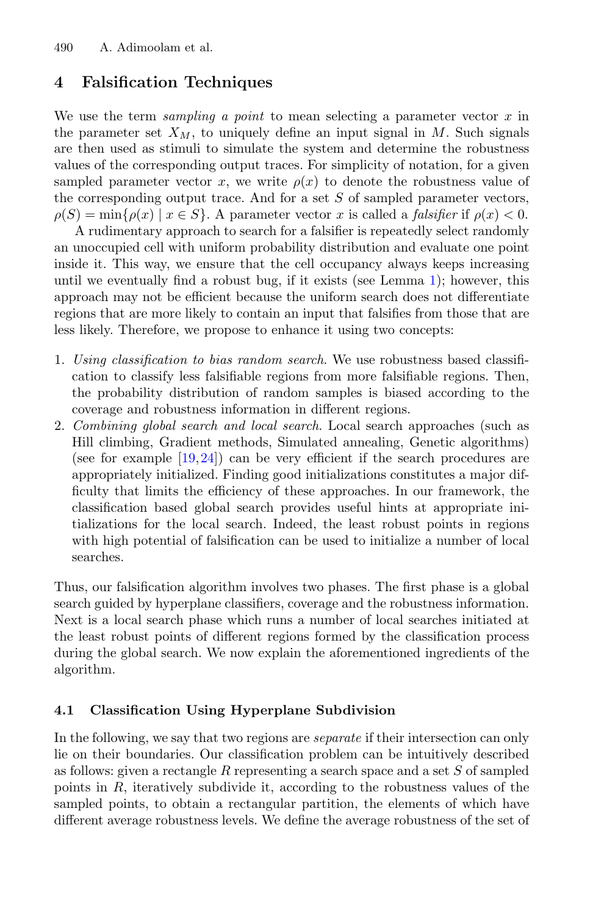## 4 Falsification Techniques

We use the term *sampling a point* to mean selecting a parameter vector $x$ in the parameter set $X_M$, to uniquely define an input signal in $M$. Such signals are then used as stimuli to simulate the system and determine the robustness values of the corresponding output traces. For simplicity of notation, for a given sampled parameter vector $x$, we write $\rho(x)$ to denote the robustness value of the corresponding output trace. And for a set $S$ of sampled parameter vectors, $\rho(S) = \min\{\rho(x) \mid x \in S\}$. A parameter vector $x$ is called a *falsifier* if $\rho(x) < 0$.

A rudimentary approach to search for a falsifier is repeatedly select randomly an unoccupied cell with uniform probability distribution and evaluate one point inside it. This way, we ensure that the cell occupancy always keeps increasing until we eventually find a robust bug, if it exists (see Lemma 1); however, this approach may not be efficient because the uniform search does not differentiate regions that are more likely to contain an input that falsifies from those that are less likely. Therefore, we propose to enhance it using two concepts:

1. *Using classification to bias random search*. We use robustness based classification to classify less falsifiable regions from more falsifiable regions. Then, the probability distribution of random samples is biased according to the coverage and robustness information in different regions.
2. *Combining global search and local search*. Local search approaches (such as Hill climbing, Gradient methods, Simulated annealing, Genetic algorithms) (see for example [19,24]) can be very efficient if the search procedures are appropriately initialized. Finding good initializations constitutes a major difficulty that limits the efficiency of these approaches. In our framework, the classification based global search provides useful hints at appropriate initializations for the local search. Indeed, the least robust points in regions with high potential of falsification can be used to initialize a number of local searches.

Thus, our falsification algorithm involves two phases. The first phase is a global search guided by hyperplane classifiers, coverage and the robustness information. Next is a local search phase which runs a number of local searches initiated at the least robust points of different regions formed by the classification process during the global search. We now explain the aforementioned ingredients of the algorithm.

### 4.1 Classification Using Hyperplane Subdivision

In the following, we say that two regions are *separate* if their intersection can only lie on their boundaries. Our classification problem can be intuitively described as follows: given a rectangle $R$ representing a search space and a set $S$ of sampled points in $R$, iteratively subdivide it, according to the robustness values of the sampled points, to obtain a rectangular partition, the elements of which have different average robustness levels. We define the average robustness of the set of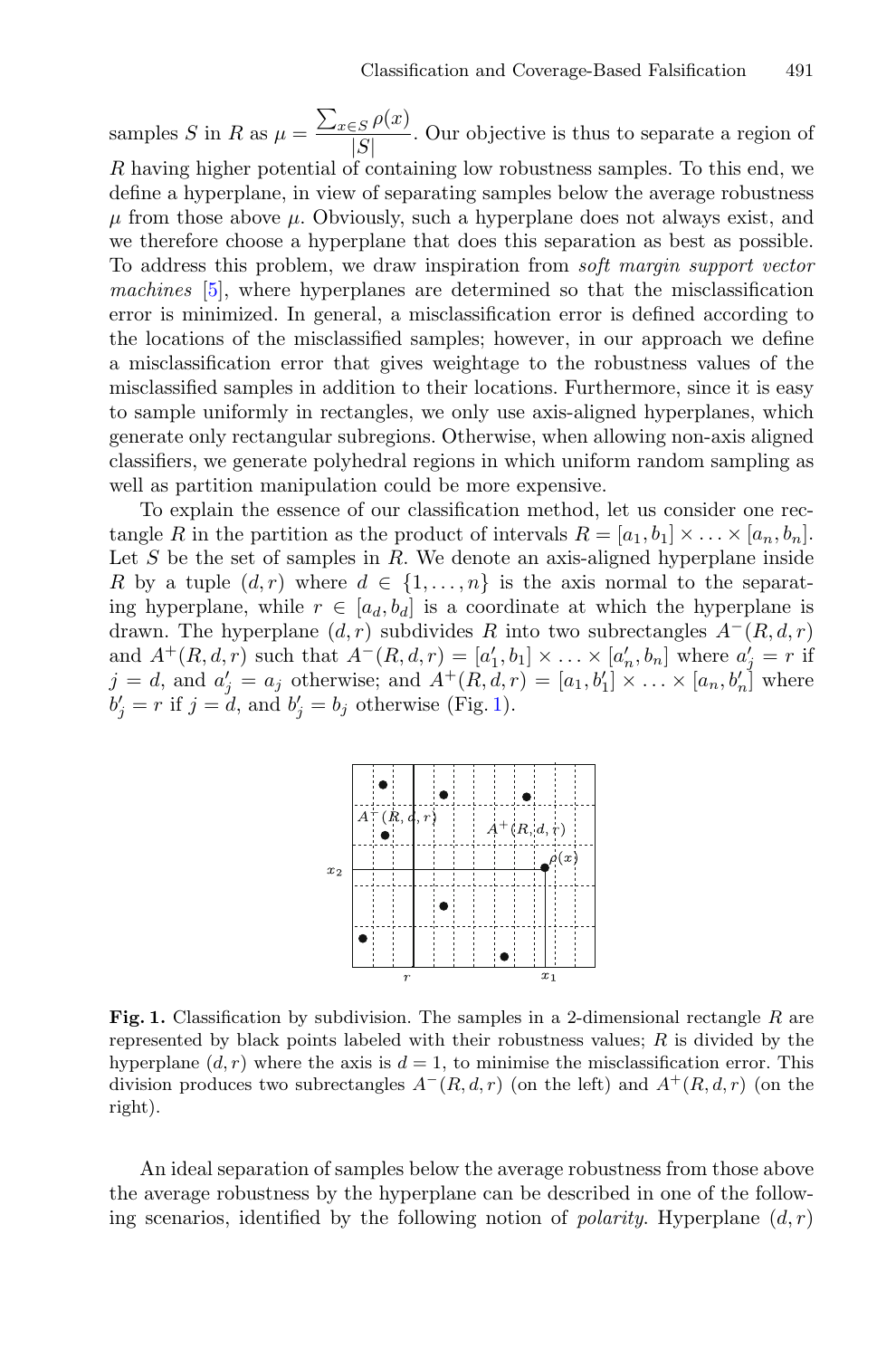samples $S$ in $R$ as $\mu = \dfrac{\sum_{x \in S} \rho(x)}{|S|}$. Our objective is thus to separate a region of $R$ having higher potential of containing low robustness samples. To this end, we define a hyperplane, in view of separating samples below the average robustness $\mu$ from those above $\mu$. Obviously, such a hyperplane does not always exist, and we therefore choose a hyperplane that does this separation as best as possible. To address this problem, we draw inspiration from *soft margin support vector machines* [5], where hyperplanes are determined so that the misclassification error is minimized. In general, a misclassification error is defined according to the locations of the misclassified samples; however, in our approach we define a misclassification error that gives weightage to the robustness values of the misclassified samples in addition to their locations. Furthermore, since it is easy to sample uniformly in rectangles, we only use axis-aligned hyperplanes, which generate only rectangular subregions. Otherwise, when allowing non-axis aligned classifiers, we generate polyhedral regions in which uniform random sampling as well as partition manipulation could be more expensive.

To explain the essence of our classification method, let us consider one rectangle $R$ in the partition as the product of intervals $R = [a_1, b_1] \times \ldots \times [a_n, b_n]$. Let $S$ be the set of samples in $R$. We denote an axis-aligned hyperplane inside $R$ by a tuple $(d, r)$ where $d \in \{1, \ldots, n\}$ is the axis normal to the separating hyperplane, while $r \in [a_d, b_d]$ is a coordinate at which the hyperplane is drawn. The hyperplane $(d, r)$ subdivides $R$ into two subrectangles $A^-(R, d, r)$ and $A^+(R, d, r)$ such that $A^-(R, d, r) = [a'_1, b_1] \times \ldots \times [a'_n, b_n]$ where $a'_j = r$ if $j = d$, and $a'_j = a_j$ otherwise; and $A^+(R, d, r) = [a_1, b'_1] \times \ldots \times [a_n, b'_n]$ where $b'_j = r$ if $j = d$, and $b'_j = b_j$ otherwise (Fig. 1).

**Fig. 1.** Classification by subdivision. The samples in a 2-dimensional rectangle $R$ are represented by black points labeled with their robustness values; $R$ is divided by the hyperplane $(d, r)$ where the axis is $d = 1$, to minimise the misclassification error. This division produces two subrectangles $A^-(R, d, r)$ (on the left) and $A^+(R, d, r)$ (on the right).

An ideal separation of samples below the average robustness from those above the average robustness by the hyperplane can be described in one of the following scenarios, identified by the following notion of *polarity*. Hyperplane $(d, r)$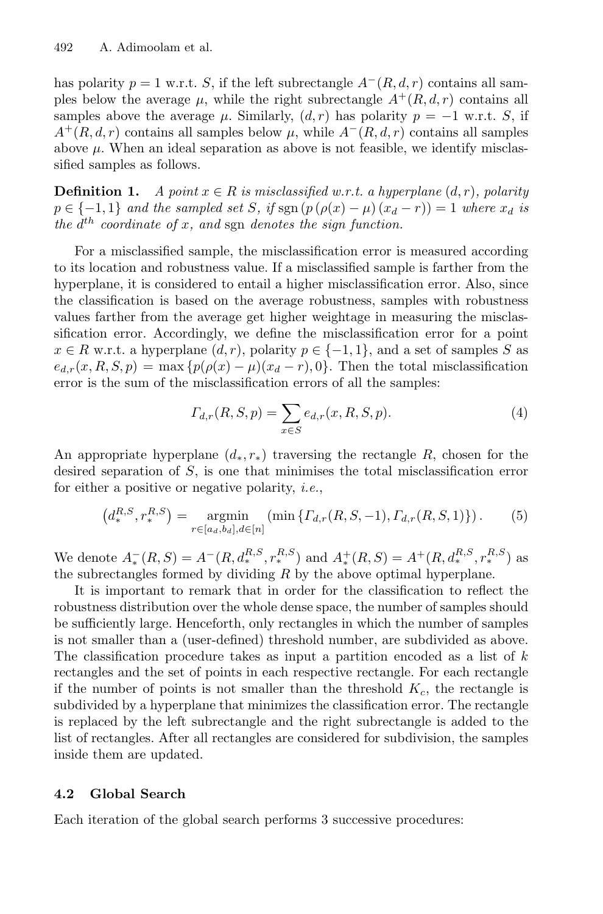has polarity $p = 1$ w.r.t. $S$, if the left subrectangle $A^-(R, d, r)$ contains all samples below the average $\mu$, while the right subrectangle $A^+(R, d, r)$ contains all samples above the average $\mu$. Similarly, $(d, r)$ has polarity $p = -1$ w.r.t. $S$, if $A^+(R, d, r)$ contains all samples below $\mu$, while $A^-(R, d, r)$ contains all samples above $\mu$. When an ideal separation as above is not feasible, we identify misclassified samples as follows.

**Definition 1.** *A point $x \in R$ is misclassified w.r.t. a hyperplane $(d, r)$, polarity $p \in \{-1, 1\}$ and the sampled set $S$, if $\operatorname{sgn}\left(p\left(\rho(x) - \mu\right)(x_d - r)\right) = 1$ where $x_d$ is the $d^{th}$ coordinate of $x$, and* sgn *denotes the sign function.*

For a misclassified sample, the misclassification error is measured according to its location and robustness value. If a misclassified sample is farther from the hyperplane, it is considered to entail a higher misclassification error. Also, since the classification is based on the average robustness, samples with robustness values farther from the average get higher weightage in measuring the misclassification error. Accordingly, we define the misclassification error for a point $x \in R$ w.r.t. a hyperplane $(d, r)$, polarity $p \in \{-1, 1\}$, and a set of samples $S$ as $e_{d,r}(x, R, S, p) = \max\{p(\rho(x) - \mu)(x_d - r), 0\}$. Then the total misclassification error is the sum of the misclassification errors of all the samples:

$$\Gamma_{d,r}(R, S, p) = \sum_{x \in S} e_{d,r}(x, R, S, p). \tag{4}$$

An appropriate hyperplane $(d_*, r_*)$ traversing the rectangle $R$, chosen for the desired separation of $S$, is one that minimises the total misclassification error for either a positive or negative polarity, *i.e.*,

$$\left(d_*^{R,S}, r_*^{R,S}\right) = \underset{r \in [a_d, b_d], d \in [n]}{\operatorname{argmin}} \left(\min\left\{\Gamma_{d,r}(R, S, -1), \Gamma_{d,r}(R, S, 1)\right\}\right). \tag{5}$$

We denote $A_*^-(R, S) = A^-(R, d_*^{R,S}, r_*^{R,S})$ and $A_*^+(R, S) = A^+(R, d_*^{R,S}, r_*^{R,S})$ as the subrectangles formed by dividing $R$ by the above optimal hyperplane.

It is important to remark that in order for the classification to reflect the robustness distribution over the whole dense space, the number of samples should be sufficiently large. Henceforth, only rectangles in which the number of samples is not smaller than a (user-defined) threshold number, are subdivided as above. The classification procedure takes as input a partition encoded as a list of $k$ rectangles and the set of points in each respective rectangle. For each rectangle if the number of points is not smaller than the threshold $K_c$, the rectangle is subdivided by a hyperplane that minimizes the classification error. The rectangle is replaced by the left subrectangle and the right subrectangle is added to the list of rectangles. After all rectangles are considered for subdivision, the samples inside them are updated.

### 4.2 Global Search

Each iteration of the global search performs 3 successive procedures: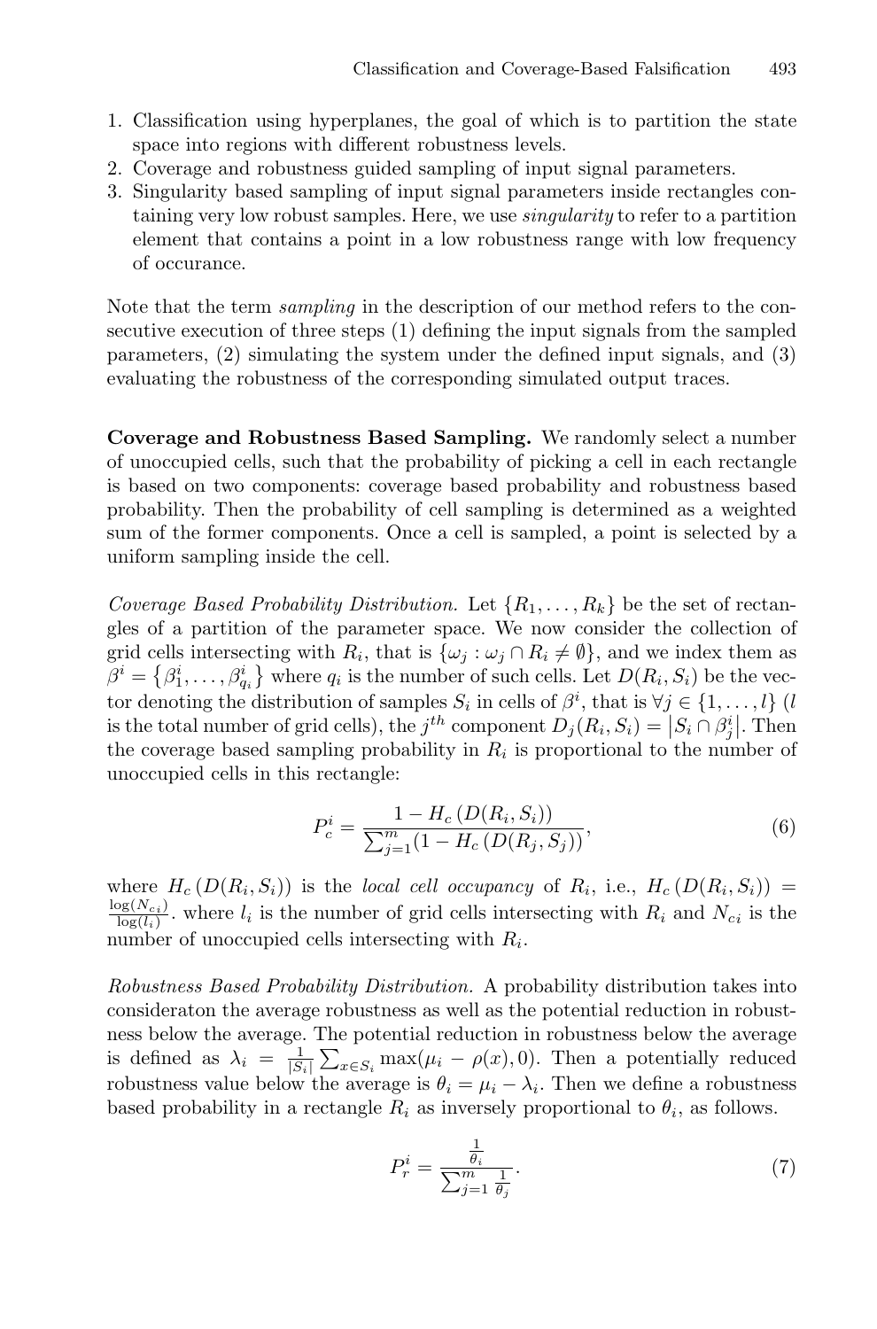1. Classification using hyperplanes, the goal of which is to partition the state space into regions with different robustness levels.
2. Coverage and robustness guided sampling of input signal parameters.
3. Singularity based sampling of input signal parameters inside rectangles containing very low robust samples. Here, we use *singularity* to refer to a partition element that contains a point in a low robustness range with low frequency of occurance.

Note that the term *sampling* in the description of our method refers to the consecutive execution of three steps (1) defining the input signals from the sampled parameters, (2) simulating the system under the defined input signals, and (3) evaluating the robustness of the corresponding simulated output traces.

**Coverage and Robustness Based Sampling.** We randomly select a number of unoccupied cells, such that the probability of picking a cell in each rectangle is based on two components: coverage based probability and robustness based probability. Then the probability of cell sampling is determined as a weighted sum of the former components. Once a cell is sampled, a point is selected by a uniform sampling inside the cell.

*Coverage Based Probability Distribution.* Let $\{R_1, \ldots, R_k\}$ be the set of rectangles of a partition of the parameter space. We now consider the collection of grid cells intersecting with $R_i$, that is $\{\omega_j : \omega_j \cap R_i \neq \emptyset\}$, and we index them as $\beta^i = \left\{\beta^i_1, \ldots, \beta^i_{q_i}\right\}$ where $q_i$ is the number of such cells. Let $D(R_i, S_i)$ be the vector denoting the distribution of samples $S_i$ in cells of $\beta^i$, that is $\forall j \in \{1, \ldots, l\}$ ($l$ is the total number of grid cells), the $j^{th}$ component $D_j(R_i, S_i) = \left|S_i \cap \beta^i_j\right|$. Then the coverage based sampling probability in $R_i$ is proportional to the number of unoccupied cells in this rectangle:

$$P^i_c = \frac{1 - H_c\left(D(R_i, S_i)\right)}{\sum_{j=1}^{m}(1 - H_c\left(D(R_j, S_j)\right))}, \tag{6}$$

where $H_c\left(D(R_i, S_i)\right)$ is the *local cell occupancy* of $R_i$, i.e., $H_c\left(D(R_i, S_i)\right) = \frac{\log(N_{ci})}{\log(l_i)}$. where $l_i$ is the number of grid cells intersecting with $R_i$ and $N_{ci}$ is the number of unoccupied cells intersecting with $R_i$.

*Robustness Based Probability Distribution.* A probability distribution takes into consideraton the average robustness as well as the potential reduction in robustness below the average. The potential reduction in robustness below the average is defined as $\lambda_i = \frac{1}{|S_i|}\sum_{x \in S_i} \max(\mu_i - \rho(x), 0)$. Then a potentially reduced robustness value below the average is $\theta_i = \mu_i - \lambda_i$. Then we define a robustness based probability in a rectangle $R_i$ as inversely proportional to $\theta_i$, as follows.

$$P^i_r = \frac{\frac{1}{\theta_i}}{\sum_{j=1}^{m} \frac{1}{\theta_j}}. \tag{7}$$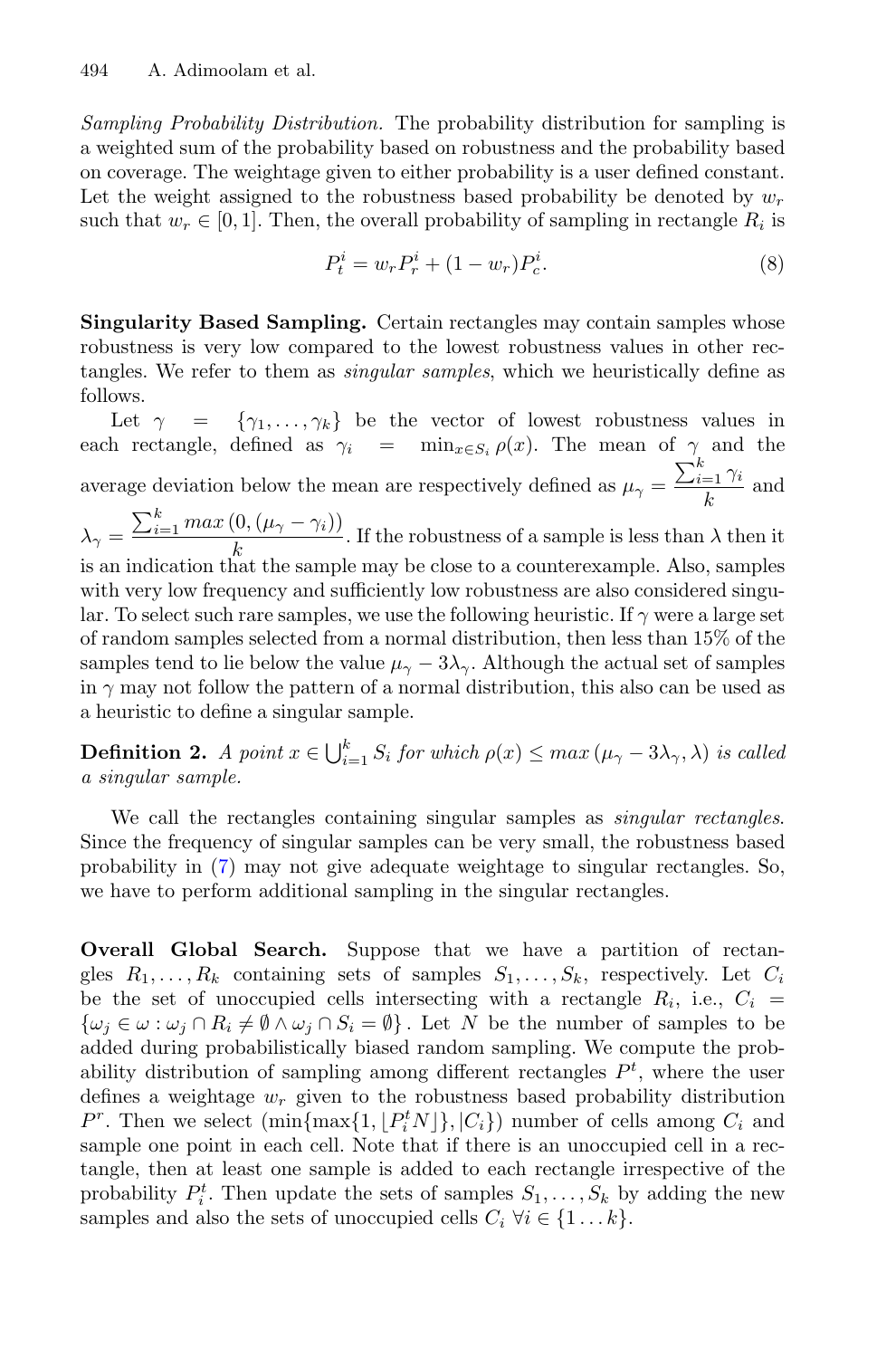*Sampling Probability Distribution.* The probability distribution for sampling is a weighted sum of the probability based on robustness and the probability based on coverage. The weightage given to either probability is a user defined constant. Let the weight assigned to the robustness based probability be denoted by $w_r$ such that $w_r \in [0, 1]$. Then, the overall probability of sampling in rectangle $R_i$ is

$$P_t^i = w_r P_r^i + (1 - w_r) P_c^i. \tag{8}$$

**Singularity Based Sampling.** Certain rectangles may contain samples whose robustness is very low compared to the lowest robustness values in other rectangles. We refer to them as *singular samples*, which we heuristically define as follows.

Let $\gamma = \{\gamma_1, \ldots, \gamma_k\}$ be the vector of lowest robustness values in each rectangle, defined as $\gamma_i = \min_{x \in S_i} \rho(x)$. The mean of $\gamma$ and the average deviation below the mean are respectively defined as $\mu_\gamma = \frac{\sum_{i=1}^{k} \gamma_i}{k}$ and $\lambda_\gamma = \frac{\sum_{i=1}^{k} max\,(0, (\mu_\gamma - \gamma_i))}{k}$. If the robustness of a sample is less than $\lambda$ then it is an indication that the sample may be close to a counterexample. Also, samples with very low frequency and sufficiently low robustness are also considered singular. To select such rare samples, we use the following heuristic. If $\gamma$ were a large set of random samples selected from a normal distribution, then less than 15% of the samples tend to lie below the value $\mu_\gamma - 3\lambda_\gamma$. Although the actual set of samples in $\gamma$ may not follow the pattern of a normal distribution, this also can be used as a heuristic to define a singular sample.

**Definition 2.** *A point $x \in \bigcup_{i=1}^{k} S_i$ for which $\rho(x) \leq max\,(\mu_\gamma - 3\lambda_\gamma, \lambda)$ is called a singular sample.*

We call the rectangles containing singular samples as *singular rectangles*. Since the frequency of singular samples can be very small, the robustness based probability in (7) may not give adequate weightage to singular rectangles. So, we have to perform additional sampling in the singular rectangles.

**Overall Global Search.** Suppose that we have a partition of rectangles $R_1, \ldots, R_k$ containing sets of samples $S_1, \ldots, S_k$, respectively. Let $C_i$ be the set of unoccupied cells intersecting with a rectangle $R_i$, i.e., $C_i = \{\omega_j \in \omega : \omega_j \cap R_i \neq \emptyset \wedge \omega_j \cap S_i = \emptyset\}$. Let $N$ be the number of samples to be added during probabilistically biased random sampling. We compute the probability distribution of sampling among different rectangles $P^t$, where the user defines a weightage $w_r$ given to the robustness based probability distribution $P^r$. Then we select $(\min\{\max\{1, \lfloor P_i^t N \rfloor\}, |C_i|\})$ number of cells among $C_i$ and sample one point in each cell. Note that if there is an unoccupied cell in a rectangle, then at least one sample is added to each rectangle irrespective of the probability $P_i^t$. Then update the sets of samples $S_1, \ldots, S_k$ by adding the new samples and also the sets of unoccupied cells $C_i \; \forall i \in \{1 \ldots k\}$.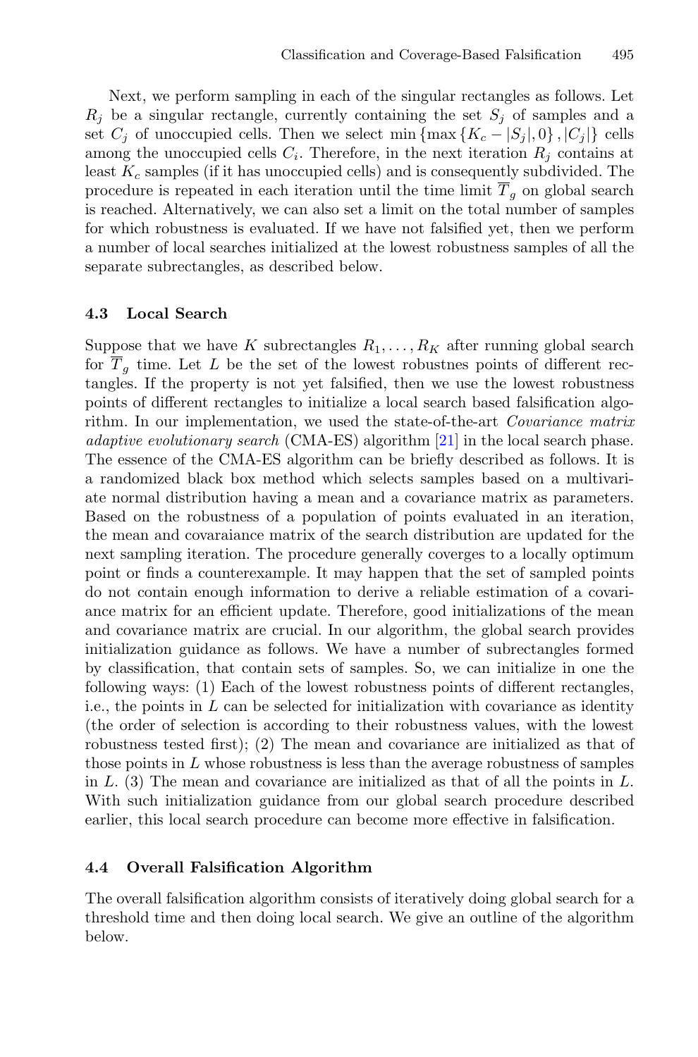Next, we perform sampling in each of the singular rectangles as follows. Let $R_j$ be a singular rectangle, currently containing the set $S_j$ of samples and a set $C_j$ of unoccupied cells. Then we select $\min\{\max\{K_c - |S_j|, 0\}, |C_j|\}$ cells among the unoccupied cells $C_i$. Therefore, in the next iteration $R_j$ contains at least $K_c$ samples (if it has unoccupied cells) and is consequently subdivided. The procedure is repeated in each iteration until the time limit $\overline{T}_g$ on global search is reached. Alternatively, we can also set a limit on the total number of samples for which robustness is evaluated. If we have not falsified yet, then we perform a number of local searches initialized at the lowest robustness samples of all the separate subrectangles, as described below.

### 4.3 Local Search

Suppose that we have $K$ subrectangles $R_1, \ldots, R_K$ after running global search for $\overline{T}_g$ time. Let $L$ be the set of the lowest robustnes points of different rectangles. If the property is not yet falsified, then we use the lowest robustness points of different rectangles to initialize a local search based falsification algorithm. In our implementation, we used the state-of-the-art *Covariance matrix adaptive evolutionary search* (CMA-ES) algorithm [21] in the local search phase. The essence of the CMA-ES algorithm can be briefly described as follows. It is a randomized black box method which selects samples based on a multivariate normal distribution having a mean and a covariance matrix as parameters. Based on the robustness of a population of points evaluated in an iteration, the mean and covaraiance matrix of the search distribution are updated for the next sampling iteration. The procedure generally coverges to a locally optimum point or finds a counterexample. It may happen that the set of sampled points do not contain enough information to derive a reliable estimation of a covariance matrix for an efficient update. Therefore, good initializations of the mean and covariance matrix are crucial. In our algorithm, the global search provides initialization guidance as follows. We have a number of subrectangles formed by classification, that contain sets of samples. So, we can initialize in one the following ways: (1) Each of the lowest robustness points of different rectangles, i.e., the points in $L$ can be selected for initialization with covariance as identity (the order of selection is according to their robustness values, with the lowest robustness tested first); (2) The mean and covariance are initialized as that of those points in $L$ whose robustness is less than the average robustness of samples in $L$. (3) The mean and covariance are initialized as that of all the points in $L$. With such initialization guidance from our global search procedure described earlier, this local search procedure can become more effective in falsification.

### 4.4 Overall Falsification Algorithm

The overall falsification algorithm consists of iteratively doing global search for a threshold time and then doing local search. We give an outline of the algorithm below.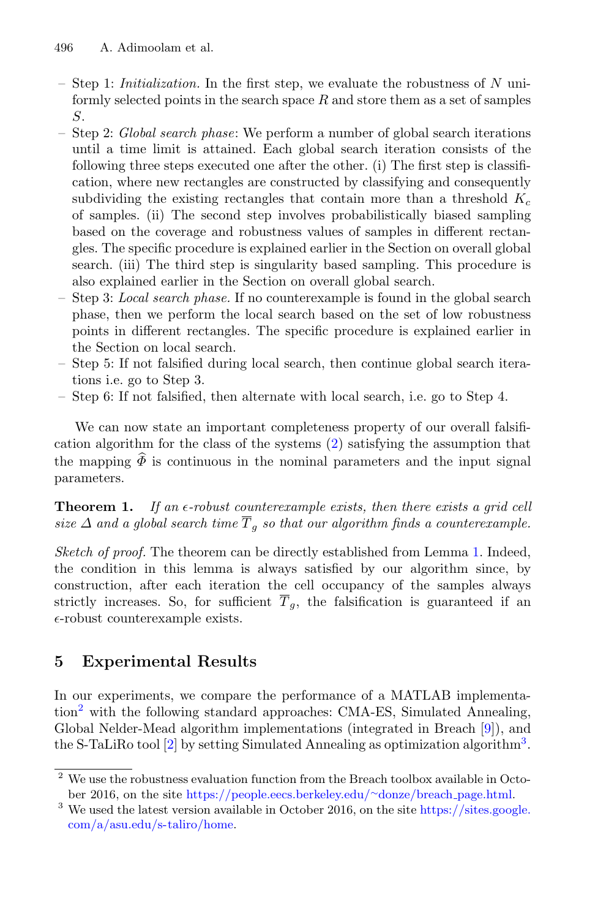- Step 1: *Initialization.* In the first step, we evaluate the robustness of $N$ uniformly selected points in the search space $R$ and store them as a set of samples $S$.
- Step 2: *Global search phase*: We perform a number of global search iterations until a time limit is attained. Each global search iteration consists of the following three steps executed one after the other. (i) The first step is classification, where new rectangles are constructed by classifying and consequently subdividing the existing rectangles that contain more than a threshold $K_c$ of samples. (ii) The second step involves probabilistically biased sampling based on the coverage and robustness values of samples in different rectangles. The specific procedure is explained earlier in the Section on overall global search. (iii) The third step is singularity based sampling. This procedure is also explained earlier in the Section on overall global search.
- Step 3: *Local search phase.* If no counterexample is found in the global search phase, then we perform the local search based on the set of low robustness points in different rectangles. The specific procedure is explained earlier in the Section on local search.
- Step 5: If not falsified during local search, then continue global search iterations i.e. go to Step 3.
- Step 6: If not falsified, then alternate with local search, i.e. go to Step 4.

We can now state an important completeness property of our overall falsification algorithm for the class of the systems (2) satisfying the assumption that the mapping $\widehat{\Phi}$ is continuous in the nominal parameters and the input signal parameters.

**Theorem 1.** *If an $\epsilon$-robust counterexample exists, then there exists a grid cell size $\Delta$ and a global search time $\overline{T}_g$ so that our algorithm finds a counterexample.*

*Sketch of proof.* The theorem can be directly established from Lemma 1. Indeed, the condition in this lemma is always satisfied by our algorithm since, by construction, after each iteration the cell occupancy of the samples always strictly increases. So, for sufficient $\overline{T}_g$, the falsification is guaranteed if an $\epsilon$-robust counterexample exists.

## 5 Experimental Results

In our experiments, we compare the performance of a MATLAB implementation[2] with the following standard approaches: CMA-ES, Simulated Annealing, Global Nelder-Mead algorithm implementations (integrated in Breach [9]), and the S-TaLiRo tool [2] by setting Simulated Annealing as optimization algorithm[3].

[2] We use the robustness evaluation function from the Breach toolbox available in October 2016, on the site https://people.eecs.berkeley.edu/~donze/breach_page.html.

[3] We used the latest version available in October 2016, on the site https://sites.google.com/a/asu.edu/s-taliro/home.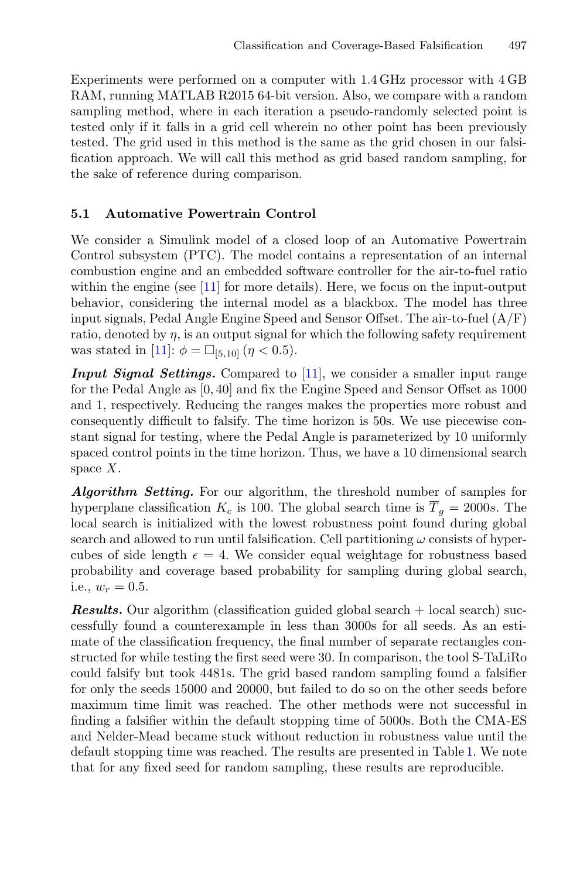Experiments were performed on a computer with 1.4 GHz processor with 4 GB RAM, running MATLAB R2015 64-bit version. Also, we compare with a random sampling method, where in each iteration a pseudo-randomly selected point is tested only if it falls in a grid cell wherein no other point has been previously tested. The grid used in this method is the same as the grid chosen in our falsification approach. We will call this method as grid based random sampling, for the sake of reference during comparison.

### 5.1 Automative Powertrain Control

We consider a Simulink model of a closed loop of an Automative Powertrain Control subsystem (PTC). The model contains a representation of an internal combustion engine and an embedded software controller for the air-to-fuel ratio within the engine (see [11] for more details). Here, we focus on the input-output behavior, considering the internal model as a blackbox. The model has three input signals, Pedal Angle Engine Speed and Sensor Offset. The air-to-fuel (A/F) ratio, denoted by $\eta$, is an output signal for which the following safety requirement was stated in [11]: $\phi = \Box_{[5,10]}\,(\eta < 0.5)$.

***Input Signal Settings.*** Compared to [11], we consider a smaller input range for the Pedal Angle as $[0, 40]$ and fix the Engine Speed and Sensor Offset as 1000 and 1, respectively. Reducing the ranges makes the properties more robust and consequently difficult to falsify. The time horizon is 50s. We use piecewise constant signal for testing, where the Pedal Angle is parameterized by 10 uniformly spaced control points in the time horizon. Thus, we have a 10 dimensional search space $X$.

***Algorithm Setting.*** For our algorithm, the threshold number of samples for hyperplane classification $K_c$ is 100. The global search time is $\overline{T}_g = 2000s$. The local search is initialized with the lowest robustness point found during global search and allowed to run until falsification. Cell partitioning $\omega$ consists of hypercubes of side length $\epsilon = 4$. We consider equal weightage for robustness based probability and coverage based probability for sampling during global search, i.e., $w_r = 0.5$.

***Results.*** Our algorithm (classification guided global search + local search) successfully found a counterexample in less than 3000s for all seeds. As an estimate of the classification frequency, the final number of separate rectangles constructed for while testing the first seed were 30. In comparison, the tool S-TaLiRo could falsify but took 4481s. The grid based random sampling found a falsifier for only the seeds 15000 and 20000, but failed to do so on the other seeds before maximum time limit was reached. The other methods were not successful in finding a falsifier within the default stopping time of 5000s. Both the CMA-ES and Nelder-Mead became stuck without reduction in robustness value until the default stopping time was reached. The results are presented in Table 1. We note that for any fixed seed for random sampling, these results are reproducible.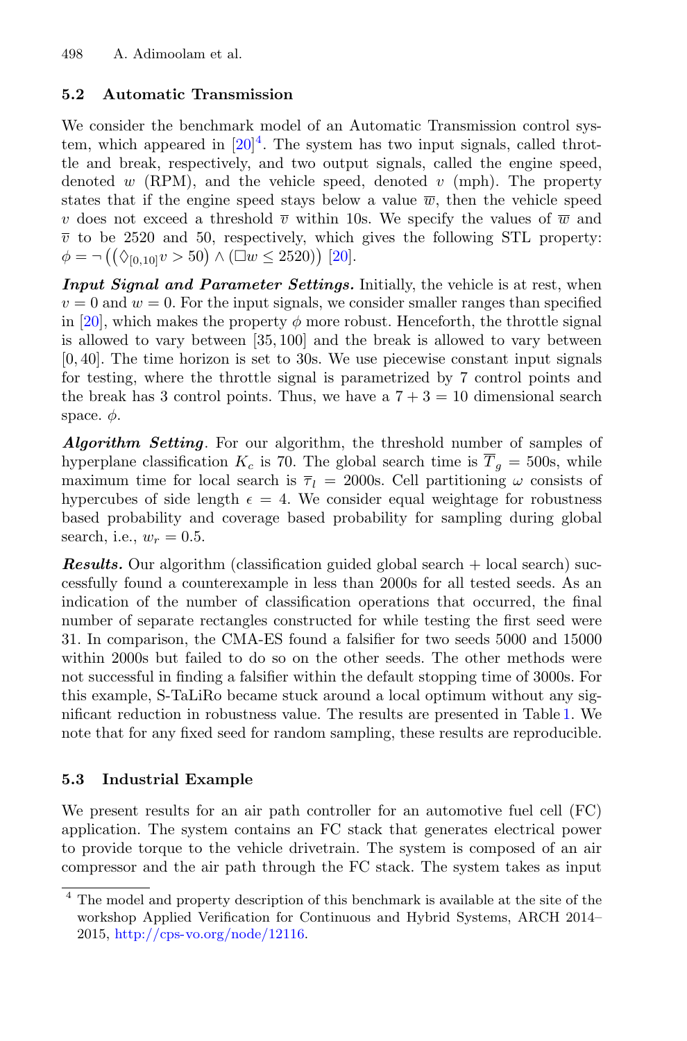### 5.2 Automatic Transmission

We consider the benchmark model of an Automatic Transmission control system, which appeared in [20][4]. The system has two input signals, called throttle and break, respectively, and two output signals, called the engine speed, denoted $w$ (RPM), and the vehicle speed, denoted $v$ (mph). The property states that if the engine speed stays below a value $\overline{w}$, then the vehicle speed $v$ does not exceed a threshold $\overline{v}$ within 10s. We specify the values of $\overline{w}$ and $\overline{v}$ to be 2520 and 50, respectively, which gives the following STL property: $\phi = \neg\big((\Diamond_{[0,10]} v > 50) \wedge (\Box w \leq 2520)\big)$ [20].

***Input Signal and Parameter Settings.*** Initially, the vehicle is at rest, when $v = 0$ and $w = 0$. For the input signals, we consider smaller ranges than specified in [20], which makes the property $\phi$ more robust. Henceforth, the throttle signal is allowed to vary between $[35, 100]$ and the break is allowed to vary between $[0, 40]$. The time horizon is set to 30s. We use piecewise constant input signals for testing, where the throttle signal is parametrized by 7 control points and the break has 3 control points. Thus, we have a $7 + 3 = 10$ dimensional search space. $\phi$.

***Algorithm Setting***. For our algorithm, the threshold number of samples of hyperplane classification $K_c$ is 70. The global search time is $\overline{T}_g = 500$s, while maximum time for local search is $\overline{\tau}_l = 2000$s. Cell partitioning $\omega$ consists of hypercubes of side length $\epsilon = 4$. We consider equal weightage for robustness based probability and coverage based probability for sampling during global search, i.e., $w_r = 0.5$.

***Results.*** Our algorithm (classification guided global search + local search) successfully found a counterexample in less than 2000s for all tested seeds. As an indication of the number of classification operations that occurred, the final number of separate rectangles constructed for while testing the first seed were 31. In comparison, the CMA-ES found a falsifier for two seeds 5000 and 15000 within 2000s but failed to do so on the other seeds. The other methods were not successful in finding a falsifier within the default stopping time of 3000s. For this example, S-TaLiRo became stuck around a local optimum without any significant reduction in robustness value. The results are presented in Table 1. We note that for any fixed seed for random sampling, these results are reproducible.

### 5.3 Industrial Example

We present results for an air path controller for an automotive fuel cell (FC) application. The system contains an FC stack that generates electrical power to provide torque to the vehicle drivetrain. The system is composed of an air compressor and the air path through the FC stack. The system takes as input

---

[4] The model and property description of this benchmark is available at the site of the workshop Applied Verification for Continuous and Hybrid Systems, ARCH 2014–2015, http://cps-vo.org/node/12116.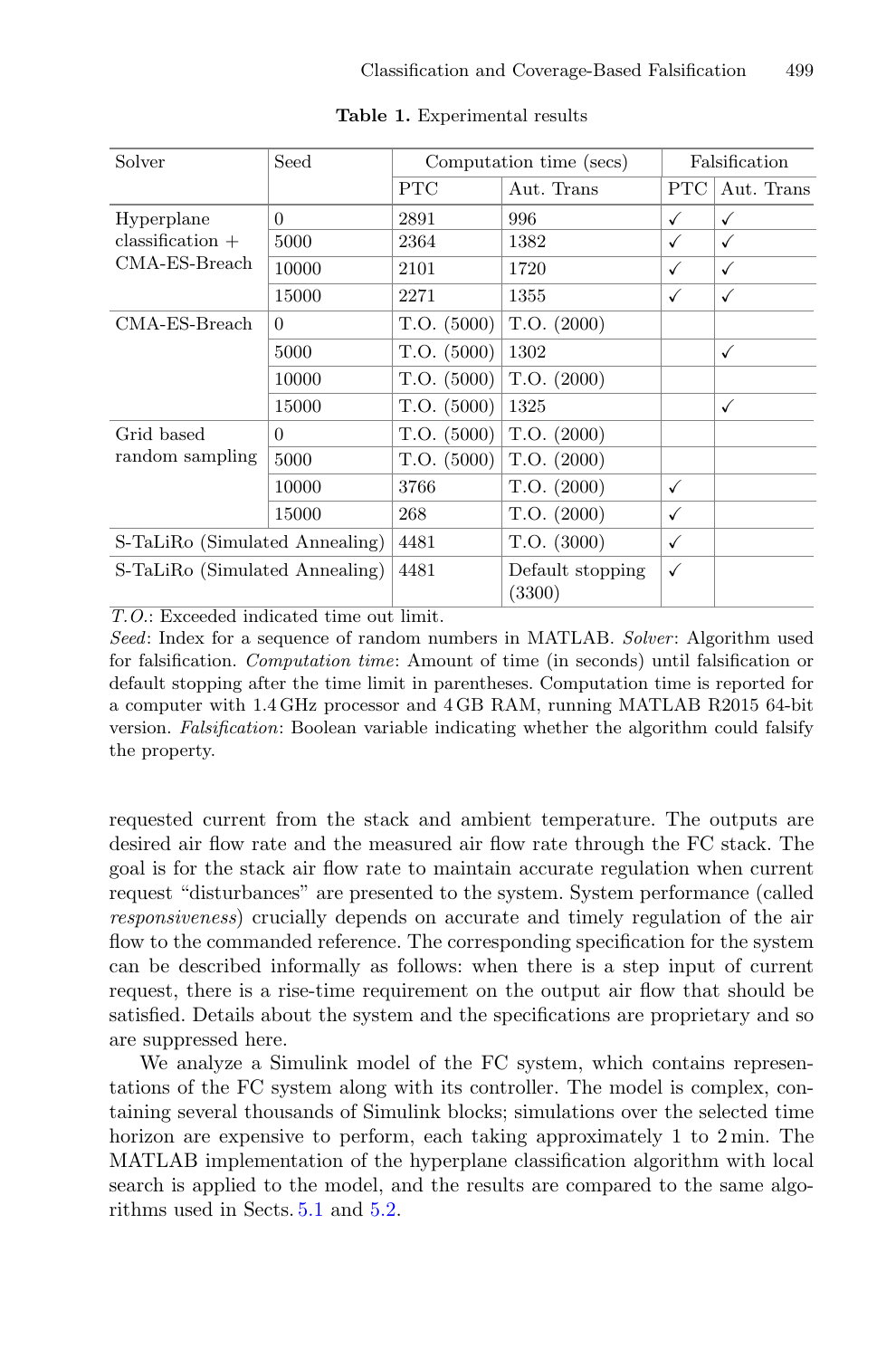**Table 1.** Experimental results

| Solver | Seed | Computation time (secs) | | Falsification | |
|---|---|---|---|---|---|
| | | PTC | Aut. Trans | PTC | Aut. Trans |
| Hyperplane classification + CMA-ES-Breach | 0 | 2891 | 996 | ✓ | ✓ |
| | 5000 | 2364 | 1382 | ✓ | ✓ |
| | 10000 | 2101 | 1720 | ✓ | ✓ |
| | 15000 | 2271 | 1355 | ✓ | ✓ |
| CMA-ES-Breach | 0 | T.O. (5000) | T.O. (2000) | | |
| | 5000 | T.O. (5000) | 1302 | | ✓ |
| | 10000 | T.O. (5000) | T.O. (2000) | | |
| | 15000 | T.O. (5000) | 1325 | | ✓ |
| Grid based random sampling | 0 | T.O. (5000) | T.O. (2000) | | |
| | 5000 | T.O. (5000) | T.O. (2000) | | |
| | 10000 | 3766 | T.O. (2000) | ✓ | |
| | 15000 | 268 | T.O. (2000) | ✓ | |
| S-TaLiRo (Simulated Annealing) | | 4481 | T.O. (3000) | ✓ | |
| S-TaLiRo (Simulated Annealing) | | 4481 | Default stopping (3300) | ✓ | |

*T.O.*: Exceeded indicated time out limit.
*Seed*: Index for a sequence of random numbers in MATLAB. *Solver*: Algorithm used for falsification. *Computation time*: Amount of time (in seconds) until falsification or default stopping after the time limit in parentheses. Computation time is reported for a computer with 1.4 GHz processor and 4 GB RAM, running MATLAB R2015 64-bit version. *Falsification*: Boolean variable indicating whether the algorithm could falsify the property.

requested current from the stack and ambient temperature. The outputs are desired air flow rate and the measured air flow rate through the FC stack. The goal is for the stack air flow rate to maintain accurate regulation when current request "disturbances" are presented to the system. System performance (called *responsiveness*) crucially depends on accurate and timely regulation of the air flow to the commanded reference. The corresponding specification for the system can be described informally as follows: when there is a step input of current request, there is a rise-time requirement on the output air flow that should be satisfied. Details about the system and the specifications are proprietary and so are suppressed here.

We analyze a Simulink model of the FC system, which contains representations of the FC system along with its controller. The model is complex, containing several thousands of Simulink blocks; simulations over the selected time horizon are expensive to perform, each taking approximately 1 to 2 min. The MATLAB implementation of the hyperplane classification algorithm with local search is applied to the model, and the results are compared to the same algorithms used in Sects. 5.1 and 5.2.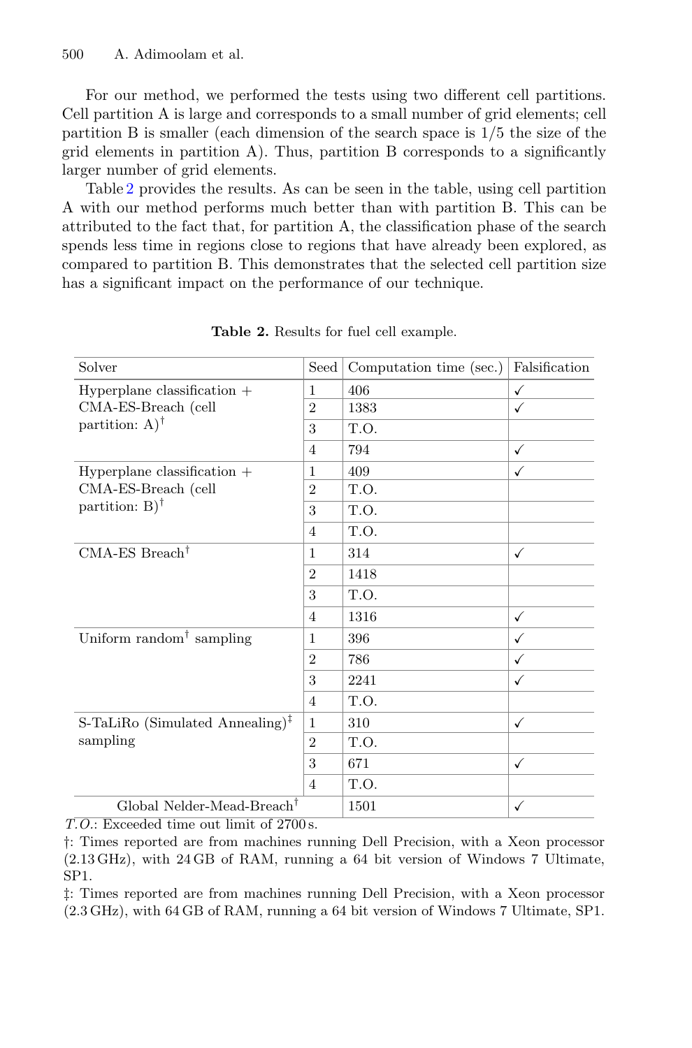For our method, we performed the tests using two different cell partitions. Cell partition A is large and corresponds to a small number of grid elements; cell partition B is smaller (each dimension of the search space is 1/5 the size of the grid elements in partition A). Thus, partition B corresponds to a significantly larger number of grid elements.

Table 2 provides the results. As can be seen in the table, using cell partition A with our method performs much better than with partition B. This can be attributed to the fact that, for partition A, the classification phase of the search spends less time in regions close to regions that have already been explored, as compared to partition B. This demonstrates that the selected cell partition size has a significant impact on the performance of our technique.

**Table 2.** Results for fuel cell example.

| Solver | Seed | Computation time (sec.) | Falsification |
|---|---|---|---|
| Hyperplane classification + CMA-ES-Breach (cell partition: A)† | 1 | 406 | ✓ |
| | 2 | 1383 | ✓ |
| | 3 | T.O. | |
| | 4 | 794 | ✓ |
| Hyperplane classification + CMA-ES-Breach (cell partition: B)† | 1 | 409 | ✓ |
| | 2 | T.O. | |
| | 3 | T.O. | |
| | 4 | T.O. | |
| CMA-ES Breach† | 1 | 314 | ✓ |
| | 2 | 1418 | |
| | 3 | T.O. | |
| | 4 | 1316 | ✓ |
| Uniform random† sampling | 1 | 396 | ✓ |
| | 2 | 786 | ✓ |
| | 3 | 2241 | ✓ |
| | 4 | T.O. | |
| S-TaLiRo (Simulated Annealing)‡ sampling | 1 | 310 | ✓ |
| | 2 | T.O. | |
| | 3 | 671 | ✓ |
| | 4 | T.O. | |
| Global Nelder-Mead-Breach† | | 1501 | ✓ |

*T.O.*: Exceeded time out limit of 2700 s.

†: Times reported are from machines running Dell Precision, with a Xeon processor (2.13 GHz), with 24 GB of RAM, running a 64 bit version of Windows 7 Ultimate, SP1.

‡: Times reported are from machines running Dell Precision, with a Xeon processor (2.3 GHz), with 64 GB of RAM, running a 64 bit version of Windows 7 Ultimate, SP1.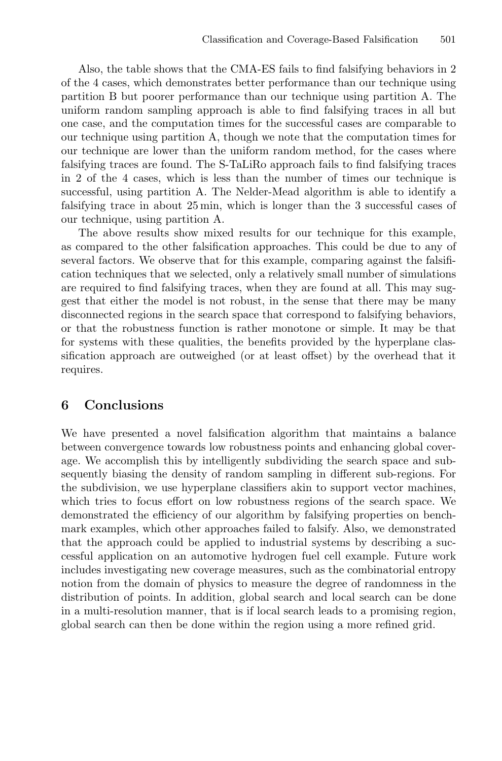Also, the table shows that the CMA-ES fails to find falsifying behaviors in 2 of the 4 cases, which demonstrates better performance than our technique using partition B but poorer performance than our technique using partition A. The uniform random sampling approach is able to find falsifying traces in all but one case, and the computation times for the successful cases are comparable to our technique using partition A, though we note that the computation times for our technique are lower than the uniform random method, for the cases where falsifying traces are found. The S-TaLiRo approach fails to find falsifying traces in 2 of the 4 cases, which is less than the number of times our technique is successful, using partition A. The Nelder-Mead algorithm is able to identify a falsifying trace in about 25 min, which is longer than the 3 successful cases of our technique, using partition A.

The above results show mixed results for our technique for this example, as compared to the other falsification approaches. This could be due to any of several factors. We observe that for this example, comparing against the falsification techniques that we selected, only a relatively small number of simulations are required to find falsifying traces, when they are found at all. This may suggest that either the model is not robust, in the sense that there may be many disconnected regions in the search space that correspond to falsifying behaviors, or that the robustness function is rather monotone or simple. It may be that for systems with these qualities, the benefits provided by the hyperplane classification approach are outweighed (or at least offset) by the overhead that it requires.

## 6 Conclusions

We have presented a novel falsification algorithm that maintains a balance between convergence towards low robustness points and enhancing global coverage. We accomplish this by intelligently subdividing the search space and subsequently biasing the density of random sampling in different sub-regions. For the subdivision, we use hyperplane classifiers akin to support vector machines, which tries to focus effort on low robustness regions of the search space. We demonstrated the efficiency of our algorithm by falsifying properties on benchmark examples, which other approaches failed to falsify. Also, we demonstrated that the approach could be applied to industrial systems by describing a successful application on an automotive hydrogen fuel cell example. Future work includes investigating new coverage measures, such as the combinatorial entropy notion from the domain of physics to measure the degree of randomness in the distribution of points. In addition, global search and local search can be done in a multi-resolution manner, that is if local search leads to a promising region, global search can then be done within the region using a more refined grid.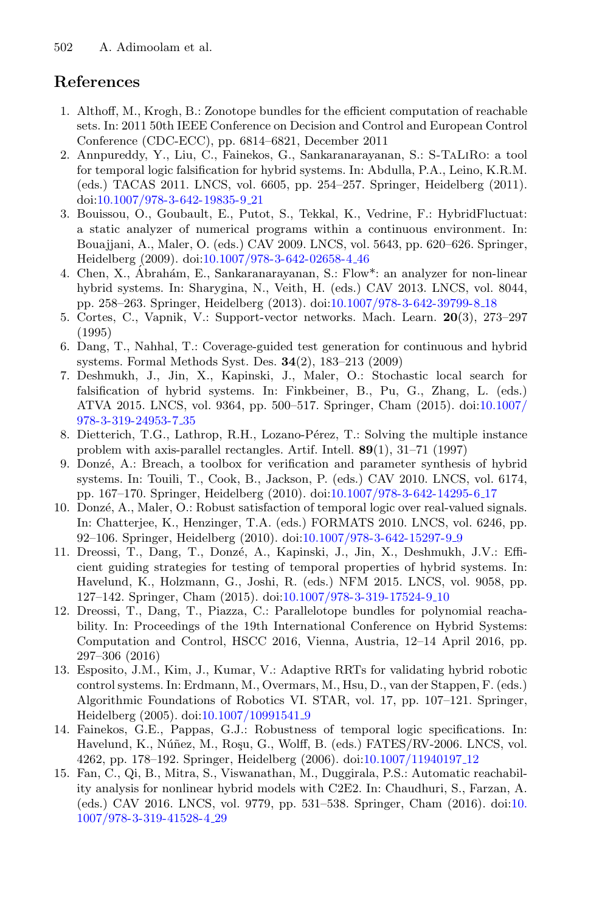## References

1. Althoff, M., Krogh, B.: Zonotope bundles for the efficient computation of reachable sets. In: 2011 50th IEEE Conference on Decision and Control and European Control Conference (CDC-ECC), pp. 6814–6821, December 2011
2. Annpureddy, Y., Liu, C., Fainekos, G., Sankaranarayanan, S.: S-TaLiRo: a tool for temporal logic falsification for hybrid systems. In: Abdulla, P.A., Leino, K.R.M. (eds.) TACAS 2011. LNCS, vol. 6605, pp. 254–257. Springer, Heidelberg (2011). doi:10.1007/978-3-642-19835-9_21
3. Bouissou, O., Goubault, E., Putot, S., Tekkal, K., Vedrine, F.: HybridFluctuat: a static analyzer of numerical programs within a continuous environment. In: Bouajjani, A., Maler, O. (eds.) CAV 2009. LNCS, vol. 5643, pp. 620–626. Springer, Heidelberg (2009). doi:10.1007/978-3-642-02658-4_46
4. Chen, X., Ábrahám, E., Sankaranarayanan, S.: Flow*: an analyzer for non-linear hybrid systems. In: Sharygina, N., Veith, H. (eds.) CAV 2013. LNCS, vol. 8044, pp. 258–263. Springer, Heidelberg (2013). doi:10.1007/978-3-642-39799-8_18
5. Cortes, C., Vapnik, V.: Support-vector networks. Mach. Learn. **20**(3), 273–297 (1995)
6. Dang, T., Nahhal, T.: Coverage-guided test generation for continuous and hybrid systems. Formal Methods Syst. Des. **34**(2), 183–213 (2009)
7. Deshmukh, J., Jin, X., Kapinski, J., Maler, O.: Stochastic local search for falsification of hybrid systems. In: Finkbeiner, B., Pu, G., Zhang, L. (eds.) ATVA 2015. LNCS, vol. 9364, pp. 500–517. Springer, Cham (2015). doi:10.1007/978-3-319-24953-7_35
8. Dietterich, T.G., Lathrop, R.H., Lozano-Pérez, T.: Solving the multiple instance problem with axis-parallel rectangles. Artif. Intell. **89**(1), 31–71 (1997)
9. Donzé, A.: Breach, a toolbox for verification and parameter synthesis of hybrid systems. In: Touili, T., Cook, B., Jackson, P. (eds.) CAV 2010. LNCS, vol. 6174, pp. 167–170. Springer, Heidelberg (2010). doi:10.1007/978-3-642-14295-6_17
10. Donzé, A., Maler, O.: Robust satisfaction of temporal logic over real-valued signals. In: Chatterjee, K., Henzinger, T.A. (eds.) FORMATS 2010. LNCS, vol. 6246, pp. 92–106. Springer, Heidelberg (2010). doi:10.1007/978-3-642-15297-9_9
11. Dreossi, T., Dang, T., Donzé, A., Kapinski, J., Jin, X., Deshmukh, J.V.: Efficient guiding strategies for testing of temporal properties of hybrid systems. In: Havelund, K., Holzmann, G., Joshi, R. (eds.) NFM 2015. LNCS, vol. 9058, pp. 127–142. Springer, Cham (2015). doi:10.1007/978-3-319-17524-9_10
12. Dreossi, T., Dang, T., Piazza, C.: Parallelotope bundles for polynomial reachability. In: Proceedings of the 19th International Conference on Hybrid Systems: Computation and Control, HSCC 2016, Vienna, Austria, 12–14 April 2016, pp. 297–306 (2016)
13. Esposito, J.M., Kim, J., Kumar, V.: Adaptive RRTs for validating hybrid robotic control systems. In: Erdmann, M., Overmars, M., Hsu, D., van der Stappen, F. (eds.) Algorithmic Foundations of Robotics VI. STAR, vol. 17, pp. 107–121. Springer, Heidelberg (2005). doi:10.1007/10991541_9
14. Fainekos, G.E., Pappas, G.J.: Robustness of temporal logic specifications. In: Havelund, K., Núñez, M., Roşu, G., Wolff, B. (eds.) FATES/RV-2006. LNCS, vol. 4262, pp. 178–192. Springer, Heidelberg (2006). doi:10.1007/11940197_12
15. Fan, C., Qi, B., Mitra, S., Viswanathan, M., Duggirala, P.S.: Automatic reachability analysis for nonlinear hybrid models with C2E2. In: Chaudhuri, S., Farzan, A. (eds.) CAV 2016. LNCS, vol. 9779, pp. 531–538. Springer, Cham (2016). doi:10.1007/978-3-319-41528-4_29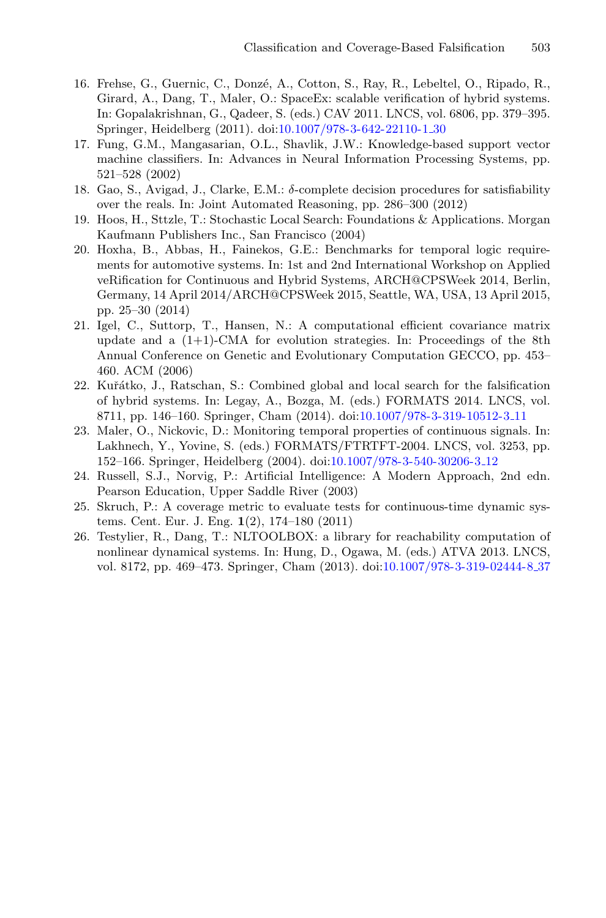16. Frehse, G., Guernic, C., Donzé, A., Cotton, S., Ray, R., Lebeltel, O., Ripado, R., Girard, A., Dang, T., Maler, O.: SpaceEx: scalable verification of hybrid systems. In: Gopalakrishnan, G., Qadeer, S. (eds.) CAV 2011. LNCS, vol. 6806, pp. 379–395. Springer, Heidelberg (2011). doi:10.1007/978-3-642-22110-1_30
17. Fung, G.M., Mangasarian, O.L., Shavlik, J.W.: Knowledge-based support vector machine classifiers. In: Advances in Neural Information Processing Systems, pp. 521–528 (2002)
18. Gao, S., Avigad, J., Clarke, E.M.: $\delta$-complete decision procedures for satisfiability over the reals. In: Joint Automated Reasoning, pp. 286–300 (2012)
19. Hoos, H., Sttzle, T.: Stochastic Local Search: Foundations & Applications. Morgan Kaufmann Publishers Inc., San Francisco (2004)
20. Hoxha, B., Abbas, H., Fainekos, G.E.: Benchmarks for temporal logic requirements for automotive systems. In: 1st and 2nd International Workshop on Applied veRification for Continuous and Hybrid Systems, ARCH@CPSWeek 2014, Berlin, Germany, 14 April 2014/ARCH@CPSWeek 2015, Seattle, WA, USA, 13 April 2015, pp. 25–30 (2014)
21. Igel, C., Suttorp, T., Hansen, N.: A computational efficient covariance matrix update and a (1+1)-CMA for evolution strategies. In: Proceedings of the 8th Annual Conference on Genetic and Evolutionary Computation GECCO, pp. 453–460. ACM (2006)
22. Kuřátko, J., Ratschan, S.: Combined global and local search for the falsification of hybrid systems. In: Legay, A., Bozga, M. (eds.) FORMATS 2014. LNCS, vol. 8711, pp. 146–160. Springer, Cham (2014). doi:10.1007/978-3-319-10512-3_11
23. Maler, O., Nickovic, D.: Monitoring temporal properties of continuous signals. In: Lakhnech, Y., Yovine, S. (eds.) FORMATS/FTRTFT-2004. LNCS, vol. 3253, pp. 152–166. Springer, Heidelberg (2004). doi:10.1007/978-3-540-30206-3_12
24. Russell, S.J., Norvig, P.: Artificial Intelligence: A Modern Approach, 2nd edn. Pearson Education, Upper Saddle River (2003)
25. Skruch, P.: A coverage metric to evaluate tests for continuous-time dynamic systems. Cent. Eur. J. Eng. **1**(2), 174–180 (2011)
26. Testylier, R., Dang, T.: NLTOOLBOX: a library for reachability computation of nonlinear dynamical systems. In: Hung, D., Ogawa, M. (eds.) ATVA 2013. LNCS, vol. 8172, pp. 469–473. Springer, Cham (2013). doi:10.1007/978-3-319-02444-8_37